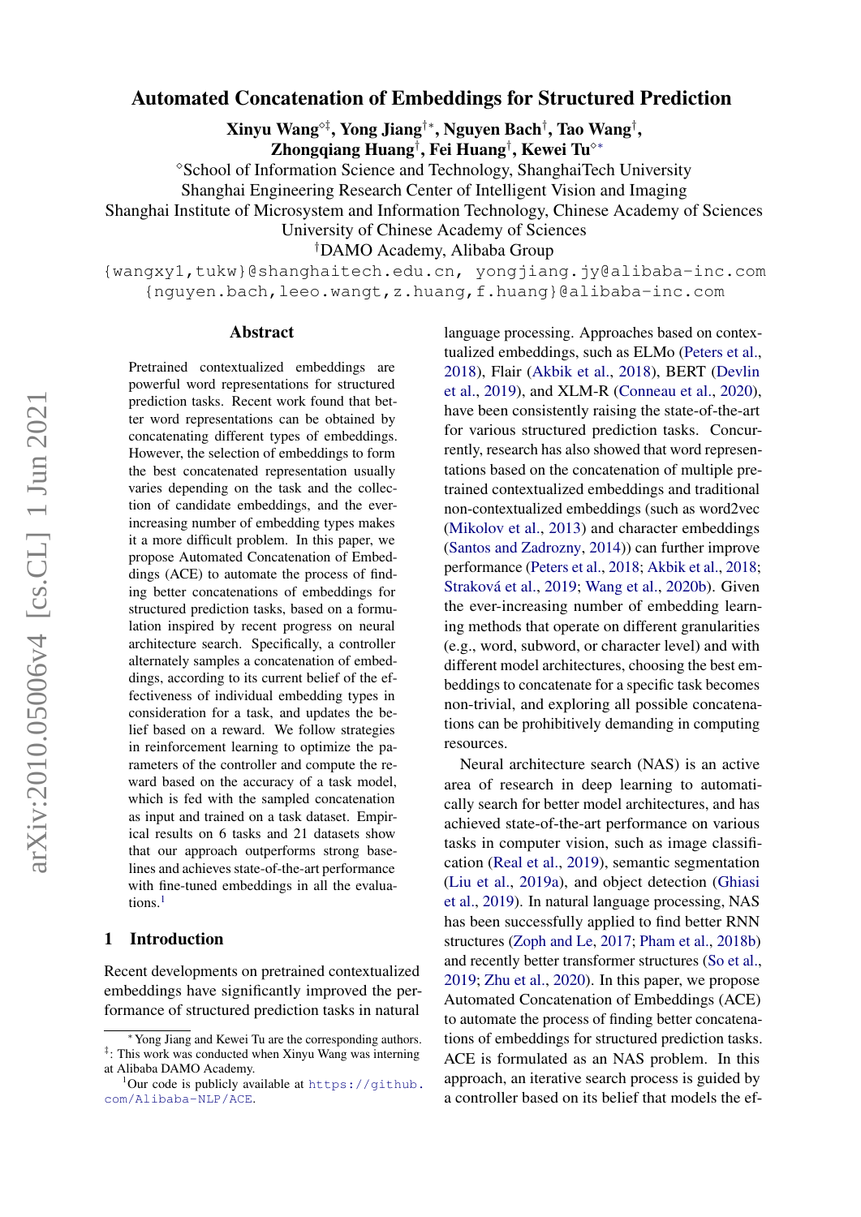# Automated Concatenation of Embeddings for Structured Prediction

**Xinyu Wang**[◇‡], **Yong Jiang**[†*], **Nguyen Bach**[†], **Tao Wang**[†], **Zhongqiang Huang**[†], **Fei Huang**[†], **Kewei Tu**[◇*]

[◇]School of Information Science and Technology, ShanghaiTech University
Shanghai Engineering Research Center of Intelligent Vision and Imaging
Shanghai Institute of Microsystem and Information Technology, Chinese Academy of Sciences
University of Chinese Academy of Sciences
[†]DAMO Academy, Alibaba Group

{wangxy1,tukw}@shanghaitech.edu.cn, yongjiang.jy@alibaba-inc.com
{nguyen.bach,leeo.wangt,z.huang,f.huang}@alibaba-inc.com

## Abstract

Pretrained contextualized embeddings are powerful word representations for structured prediction tasks. Recent work found that better word representations can be obtained by concatenating different types of embeddings. However, the selection of embeddings to form the best concatenated representation usually varies depending on the task and the collection of candidate embeddings, and the ever-increasing number of embedding types makes it a more difficult problem. In this paper, we propose Automated Concatenation of Embeddings (ACE) to automate the process of finding better concatenations of embeddings for structured prediction tasks, based on a formulation inspired by recent progress on neural architecture search. Specifically, a controller alternately samples a concatenation of embeddings, according to its current belief of the effectiveness of individual embedding types in consideration for a task, and updates the belief based on a reward. We follow strategies in reinforcement learning to optimize the parameters of the controller and compute the reward based on the accuracy of a task model, which is fed with the sampled concatenation as input and trained on a task dataset. Empirical results on 6 tasks and 21 datasets show that our approach outperforms strong baselines and achieves state-of-the-art performance with fine-tuned embeddings in all the evaluations.[1]

## 1 Introduction

Recent developments on pretrained contextualized embeddings have significantly improved the performance of structured prediction tasks in natural language processing. Approaches based on contextualized embeddings, such as ELMo (Peters et al., 2018), Flair (Akbik et al., 2018), BERT (Devlin et al., 2019), and XLM-R (Conneau et al., 2020), have been consistently raising the state-of-the-art for various structured prediction tasks. Concurrently, research has also showed that word representations based on the concatenation of multiple pretrained contextualized embeddings and traditional non-contextualized embeddings (such as word2vec (Mikolov et al., 2013) and character embeddings (Santos and Zadrozny, 2014)) can further improve performance (Peters et al., 2018; Akbik et al., 2018; Straková et al., 2019; Wang et al., 2020b). Given the ever-increasing number of embedding learning methods that operate on different granularities (e.g., word, subword, or character level) and with different model architectures, choosing the best embeddings to concatenate for a specific task becomes non-trivial, and exploring all possible concatenations can be prohibitively demanding in computing resources.

Neural architecture search (NAS) is an active area of research in deep learning to automatically search for better model architectures, and has achieved state-of-the-art performance on various tasks in computer vision, such as image classification (Real et al., 2019), semantic segmentation (Liu et al., 2019a), and object detection (Ghiasi et al., 2019). In natural language processing, NAS has been successfully applied to find better RNN structures (Zoph and Le, 2017; Pham et al., 2018b) and recently better transformer structures (So et al., 2019; Zhu et al., 2020). In this paper, we propose Automated Concatenation of Embeddings (ACE) to automate the process of finding better concatenations of embeddings for structured prediction tasks. ACE is formulated as an NAS problem. In this approach, an iterative search process is guided by a controller based on its belief that models the ef-

---

[*] Yong Jiang and Kewei Tu are the corresponding authors. [‡]: This work was conducted when Xinyu Wang was interning at Alibaba DAMO Academy.

[1]Our code is publicly available at https://github.com/Alibaba-NLP/ACE.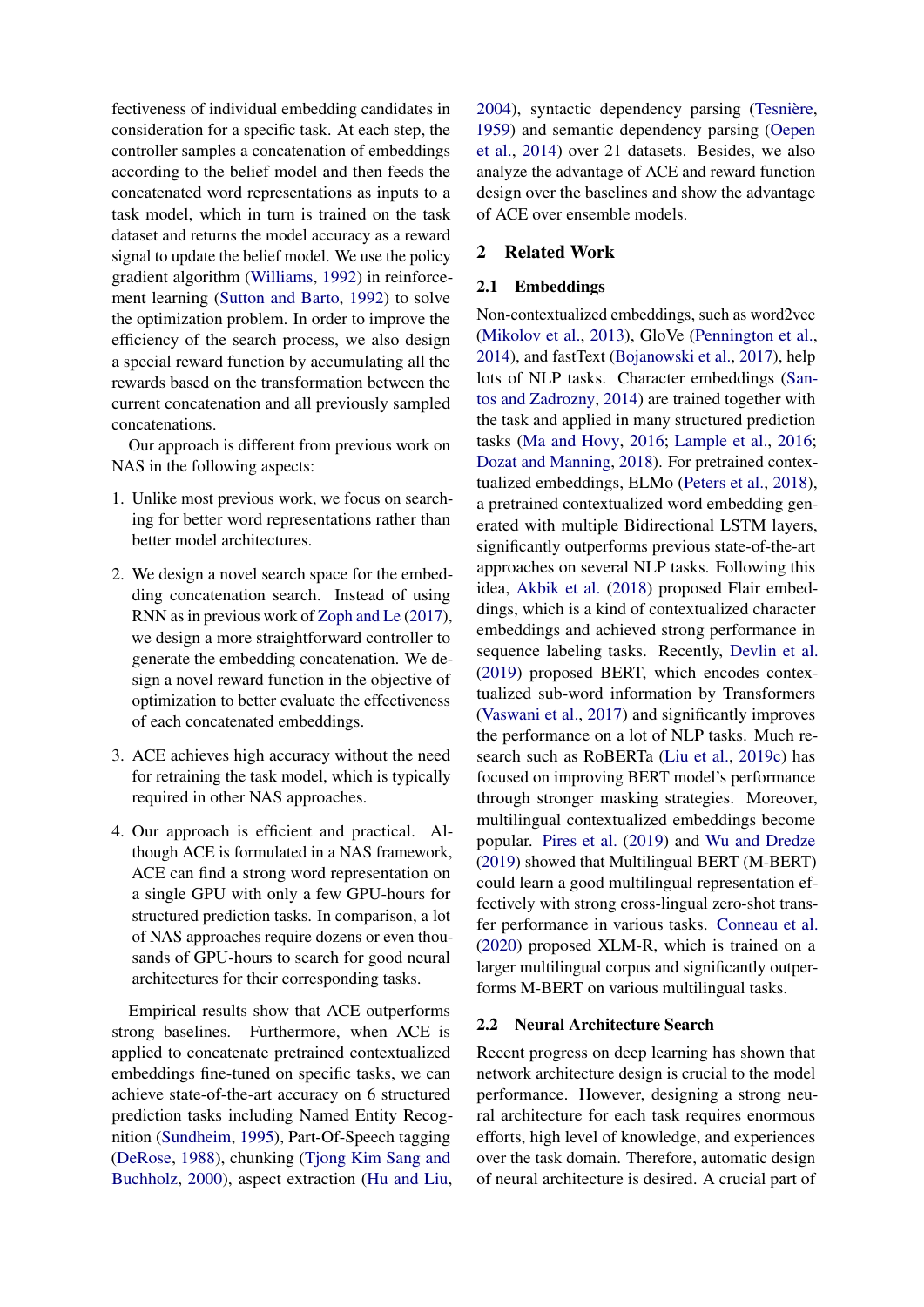fectiveness of individual embedding candidates in consideration for a specific task. At each step, the controller samples a concatenation of embeddings according to the belief model and then feeds the concatenated word representations as inputs to a task model, which in turn is trained on the task dataset and returns the model accuracy as a reward signal to update the belief model. We use the policy gradient algorithm (Williams, 1992) in reinforcement learning (Sutton and Barto, 1992) to solve the optimization problem. In order to improve the efficiency of the search process, we also design a special reward function by accumulating all the rewards based on the transformation between the current concatenation and all previously sampled concatenations.

Our approach is different from previous work on NAS in the following aspects:

1. Unlike most previous work, we focus on searching for better word representations rather than better model architectures.
2. We design a novel search space for the embedding concatenation search. Instead of using RNN as in previous work of Zoph and Le (2017), we design a more straightforward controller to generate the embedding concatenation. We design a novel reward function in the objective of optimization to better evaluate the effectiveness of each concatenated embeddings.
3. ACE achieves high accuracy without the need for retraining the task model, which is typically required in other NAS approaches.
4. Our approach is efficient and practical. Although ACE is formulated in a NAS framework, ACE can find a strong word representation on a single GPU with only a few GPU-hours for structured prediction tasks. In comparison, a lot of NAS approaches require dozens or even thousands of GPU-hours to search for good neural architectures for their corresponding tasks.

Empirical results show that ACE outperforms strong baselines. Furthermore, when ACE is applied to concatenate pretrained contextualized embeddings fine-tuned on specific tasks, we can achieve state-of-the-art accuracy on 6 structured prediction tasks including Named Entity Recognition (Sundheim, 1995), Part-Of-Speech tagging (DeRose, 1988), chunking (Tjong Kim Sang and Buchholz, 2000), aspect extraction (Hu and Liu, 2004), syntactic dependency parsing (Tesnière, 1959) and semantic dependency parsing (Oepen et al., 2014) over 21 datasets. Besides, we also analyze the advantage of ACE and reward function design over the baselines and show the advantage of ACE over ensemble models.

## 2 Related Work

### 2.1 Embeddings

Non-contextualized embeddings, such as word2vec (Mikolov et al., 2013), GloVe (Pennington et al., 2014), and fastText (Bojanowski et al., 2017), help lots of NLP tasks. Character embeddings (Santos and Zadrozny, 2014) are trained together with the task and applied in many structured prediction tasks (Ma and Hovy, 2016; Lample et al., 2016; Dozat and Manning, 2018). For pretrained contextualized embeddings, ELMo (Peters et al., 2018), a pretrained contextualized word embedding generated with multiple Bidirectional LSTM layers, significantly outperforms previous state-of-the-art approaches on several NLP tasks. Following this idea, Akbik et al. (2018) proposed Flair embeddings, which is a kind of contextualized character embeddings and achieved strong performance in sequence labeling tasks. Recently, Devlin et al. (2019) proposed BERT, which encodes contextualized sub-word information by Transformers (Vaswani et al., 2017) and significantly improves the performance on a lot of NLP tasks. Much research such as RoBERTa (Liu et al., 2019c) has focused on improving BERT model's performance through stronger masking strategies. Moreover, multilingual contextualized embeddings become popular. Pires et al. (2019) and Wu and Dredze (2019) showed that Multilingual BERT (M-BERT) could learn a good multilingual representation effectively with strong cross-lingual zero-shot transfer performance in various tasks. Conneau et al. (2020) proposed XLM-R, which is trained on a larger multilingual corpus and significantly outperforms M-BERT on various multilingual tasks.

### 2.2 Neural Architecture Search

Recent progress on deep learning has shown that network architecture design is crucial to the model performance. However, designing a strong neural architecture for each task requires enormous efforts, high level of knowledge, and experiences over the task domain. Therefore, automatic design of neural architecture is desired. A crucial part of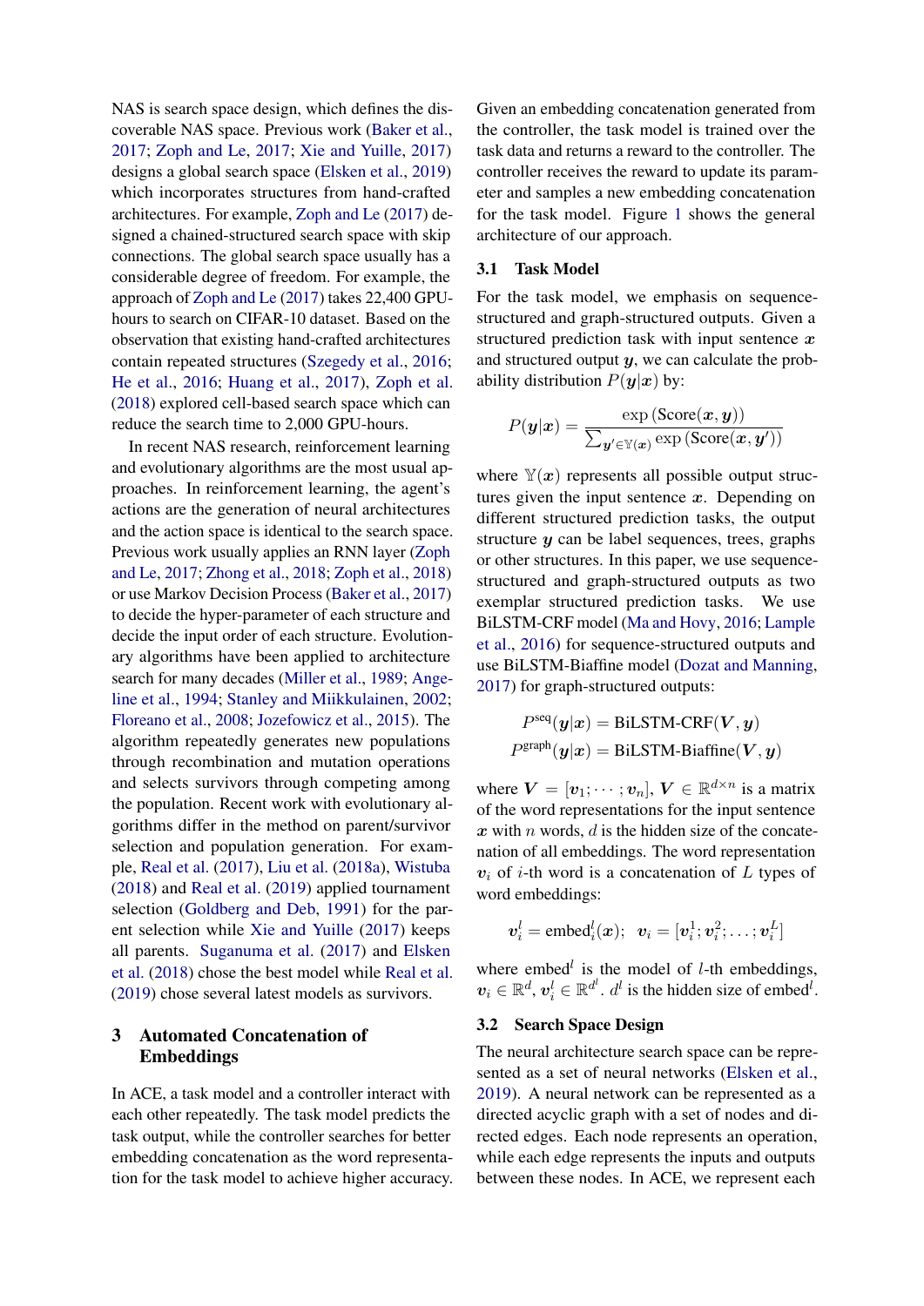NAS is search space design, which defines the discoverable NAS space. Previous work (Baker et al., 2017; Zoph and Le, 2017; Xie and Yuille, 2017) designs a global search space (Elsken et al., 2019) which incorporates structures from hand-crafted architectures. For example, Zoph and Le (2017) designed a chained-structured search space with skip connections. The global search space usually has a considerable degree of freedom. For example, the approach of Zoph and Le (2017) takes 22,400 GPU-hours to search on CIFAR-10 dataset. Based on the observation that existing hand-crafted architectures contain repeated structures (Szegedy et al., 2016; He et al., 2016; Huang et al., 2017), Zoph et al. (2018) explored cell-based search space which can reduce the search time to 2,000 GPU-hours.

In recent NAS research, reinforcement learning and evolutionary algorithms are the most usual approaches. In reinforcement learning, the agent's actions are the generation of neural architectures and the action space is identical to the search space. Previous work usually applies an RNN layer (Zoph and Le, 2017; Zhong et al., 2018; Zoph et al., 2018) or use Markov Decision Process (Baker et al., 2017) to decide the hyper-parameter of each structure and decide the input order of each structure. Evolutionary algorithms have been applied to architecture search for many decades (Miller et al., 1989; Angeline et al., 1994; Stanley and Miikkulainen, 2002; Floreano et al., 2008; Jozefowicz et al., 2015). The algorithm repeatedly generates new populations through recombination and mutation operations and selects survivors through competing among the population. Recent work with evolutionary algorithms differ in the method on parent/survivor selection and population generation. For example, Real et al. (2017), Liu et al. (2018a), Wistuba (2018) and Real et al. (2019) applied tournament selection (Goldberg and Deb, 1991) for the parent selection while Xie and Yuille (2017) keeps all parents. Suganuma et al. (2017) and Elsken et al. (2018) chose the best model while Real et al. (2019) chose several latest models as survivors.

# 3 Automated Concatenation of Embeddings

In ACE, a task model and a controller interact with each other repeatedly. The task model predicts the task output, while the controller searches for better embedding concatenation as the word representation for the task model to achieve higher accuracy. Given an embedding concatenation generated from the controller, the task model is trained over the task data and returns a reward to the controller. The controller receives the reward to update its parameter and samples a new embedding concatenation for the task model. Figure 1 shows the general architecture of our approach.

## 3.1 Task Model

For the task model, we emphasis on sequence-structured and graph-structured outputs. Given a structured prediction task with input sentence $\boldsymbol{x}$ and structured output $\boldsymbol{y}$, we can calculate the probability distribution $P(\boldsymbol{y}|\boldsymbol{x})$ by:

$$P(\boldsymbol{y}|\boldsymbol{x}) = \frac{\exp\left(\text{Score}(\boldsymbol{x}, \boldsymbol{y})\right)}{\sum_{\boldsymbol{y}' \in \mathbb{Y}(\boldsymbol{x})} \exp\left(\text{Score}(\boldsymbol{x}, \boldsymbol{y}')\right)}$$

where $\mathbb{Y}(\boldsymbol{x})$ represents all possible output structures given the input sentence $\boldsymbol{x}$. Depending on different structured prediction tasks, the output structure $\boldsymbol{y}$ can be label sequences, trees, graphs or other structures. In this paper, we use sequence-structured and graph-structured outputs as two exemplar structured prediction tasks. We use BiLSTM-CRF model (Ma and Hovy, 2016; Lample et al., 2016) for sequence-structured outputs and use BiLSTM-Biaffine model (Dozat and Manning, 2017) for graph-structured outputs:

$$P^{\text{seq}}(\boldsymbol{y}|\boldsymbol{x}) = \text{BiLSTM-CRF}(\boldsymbol{V}, \boldsymbol{y})$$
$$P^{\text{graph}}(\boldsymbol{y}|\boldsymbol{x}) = \text{BiLSTM-Biaffine}(\boldsymbol{V}, \boldsymbol{y})$$

where $\boldsymbol{V} = [\boldsymbol{v}_1; \cdots; \boldsymbol{v}_n]$, $\boldsymbol{V} \in \mathbb{R}^{d \times n}$ is a matrix of the word representations for the input sentence $\boldsymbol{x}$ with $n$ words, $d$ is the hidden size of the concatenation of all embeddings. The word representation $\boldsymbol{v}_i$ of $i$-th word is a concatenation of $L$ types of word embeddings:

$$\boldsymbol{v}_i^l = \text{embed}_i^l(\boldsymbol{x}); \quad \boldsymbol{v}_i = [\boldsymbol{v}_i^1; \boldsymbol{v}_i^2; \ldots; \boldsymbol{v}_i^L]$$

where $\text{embed}^l$ is the model of $l$-th embeddings, $\boldsymbol{v}_i \in \mathbb{R}^d$, $\boldsymbol{v}_i^l \in \mathbb{R}^{d^l}$. $d^l$ is the hidden size of $\text{embed}^l$.

## 3.2 Search Space Design

The neural architecture search space can be represented as a set of neural networks (Elsken et al., 2019). A neural network can be represented as a directed acyclic graph with a set of nodes and directed edges. Each node represents an operation, while each edge represents the inputs and outputs between these nodes. In ACE, we represent each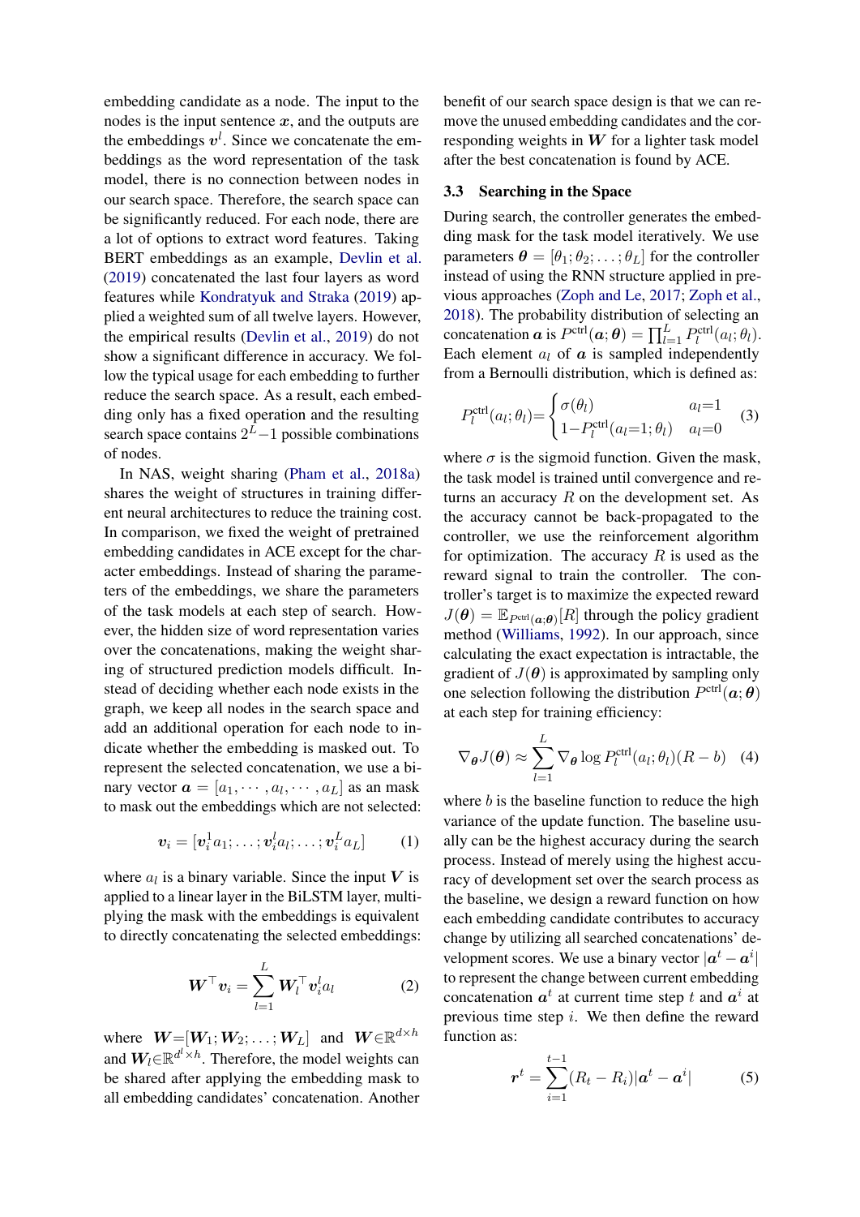embedding candidate as a node. The input to the nodes is the input sentence $\boldsymbol{x}$, and the outputs are the embeddings $\boldsymbol{v}^l$. Since we concatenate the embeddings as the word representation of the task model, there is no connection between nodes in our search space. Therefore, the search space can be significantly reduced. For each node, there are a lot of options to extract word features. Taking BERT embeddings as an example, Devlin et al. (2019) concatenated the last four layers as word features while Kondratyuk and Straka (2019) applied a weighted sum of all twelve layers. However, the empirical results (Devlin et al., 2019) do not show a significant difference in accuracy. We follow the typical usage for each embedding to further reduce the search space. As a result, each embedding only has a fixed operation and the resulting search space contains $2^L-1$ possible combinations of nodes.

In NAS, weight sharing (Pham et al., 2018a) shares the weight of structures in training different neural architectures to reduce the training cost. In comparison, we fixed the weight of pretrained embedding candidates in ACE except for the character embeddings. Instead of sharing the parameters of the embeddings, we share the parameters of the task models at each step of search. However, the hidden size of word representation varies over the concatenations, making the weight sharing of structured prediction models difficult. Instead of deciding whether each node exists in the graph, we keep all nodes in the search space and add an additional operation for each node to indicate whether the embedding is masked out. To represent the selected concatenation, we use a binary vector $\boldsymbol{a} = [a_1, \cdots, a_l, \cdots, a_L]$ as an mask to mask out the embeddings which are not selected:

$$\boldsymbol{v}_i = [\boldsymbol{v}_i^1 a_1; \ldots; \boldsymbol{v}_i^l a_l; \ldots; \boldsymbol{v}_i^L a_L] \tag{1}$$

where $a_l$ is a binary variable. Since the input $\boldsymbol{V}$ is applied to a linear layer in the BiLSTM layer, multiplying the mask with the embeddings is equivalent to directly concatenating the selected embeddings:

$$\boldsymbol{W}^\top \boldsymbol{v}_i = \sum_{l=1}^{L} \boldsymbol{W}_l^\top \boldsymbol{v}_i^l a_l \tag{2}$$

where $\boldsymbol{W}=[\boldsymbol{W}_1; \boldsymbol{W}_2; \ldots; \boldsymbol{W}_L]$ and $\boldsymbol{W} \in \mathbb{R}^{d \times h}$ and $\boldsymbol{W}_l \in \mathbb{R}^{d^l \times h}$. Therefore, the model weights can be shared after applying the embedding mask to all embedding candidates' concatenation. Another benefit of our search space design is that we can remove the unused embedding candidates and the corresponding weights in $\boldsymbol{W}$ for a lighter task model after the best concatenation is found by ACE.

### 3.3 Searching in the Space

During search, the controller generates the embedding mask for the task model iteratively. We use parameters $\boldsymbol{\theta} = [\theta_1; \theta_2; \ldots; \theta_L]$ for the controller instead of using the RNN structure applied in previous approaches (Zoph and Le, 2017; Zoph et al., 2018). The probability distribution of selecting an concatenation $\boldsymbol{a}$ is $P^{\text{ctrl}}(\boldsymbol{a}; \boldsymbol{\theta}) = \prod_{l=1}^{L} P_l^{\text{ctrl}}(a_l; \theta_l)$. Each element $a_l$ of $\boldsymbol{a}$ is sampled independently from a Bernoulli distribution, which is defined as:

$$P_l^{\text{ctrl}}(a_l; \theta_l) = \begin{cases} \sigma(\theta_l) & a_l=1 \\ 1-P_l^{\text{ctrl}}(a_l=1; \theta_l) & a_l=0 \end{cases} \tag{3}$$

where $\sigma$ is the sigmoid function. Given the mask, the task model is trained until convergence and returns an accuracy $R$ on the development set. As the accuracy cannot be back-propagated to the controller, we use the reinforcement algorithm for optimization. The accuracy $R$ is used as the reward signal to train the controller. The controller's target is to maximize the expected reward $J(\boldsymbol{\theta}) = \mathbb{E}_{P^{\text{ctrl}}(\boldsymbol{a};\boldsymbol{\theta})}[R]$ through the policy gradient method (Williams, 1992). In our approach, since calculating the exact expectation is intractable, the gradient of $J(\boldsymbol{\theta})$ is approximated by sampling only one selection following the distribution $P^{\text{ctrl}}(\boldsymbol{a}; \boldsymbol{\theta})$ at each step for training efficiency:

$$\nabla_{\boldsymbol{\theta}} J(\boldsymbol{\theta}) \approx \sum_{l=1}^{L} \nabla_{\boldsymbol{\theta}} \log P_l^{\text{ctrl}}(a_l; \theta_l)(R - b) \tag{4}$$

where $b$ is the baseline function to reduce the high variance of the update function. The baseline usually can be the highest accuracy during the search process. Instead of merely using the highest accuracy of development set over the search process as the baseline, we design a reward function on how each embedding candidate contributes to accuracy change by utilizing all searched concatenations' development scores. We use a binary vector $|\boldsymbol{a}^t - \boldsymbol{a}^i|$ to represent the change between current embedding concatenation $\boldsymbol{a}^t$ at current time step $t$ and $\boldsymbol{a}^i$ at previous time step $i$. We then define the reward function as:

$$\boldsymbol{r}^t = \sum_{i=1}^{t-1} (R_t - R_i)|\boldsymbol{a}^t - \boldsymbol{a}^i| \tag{5}$$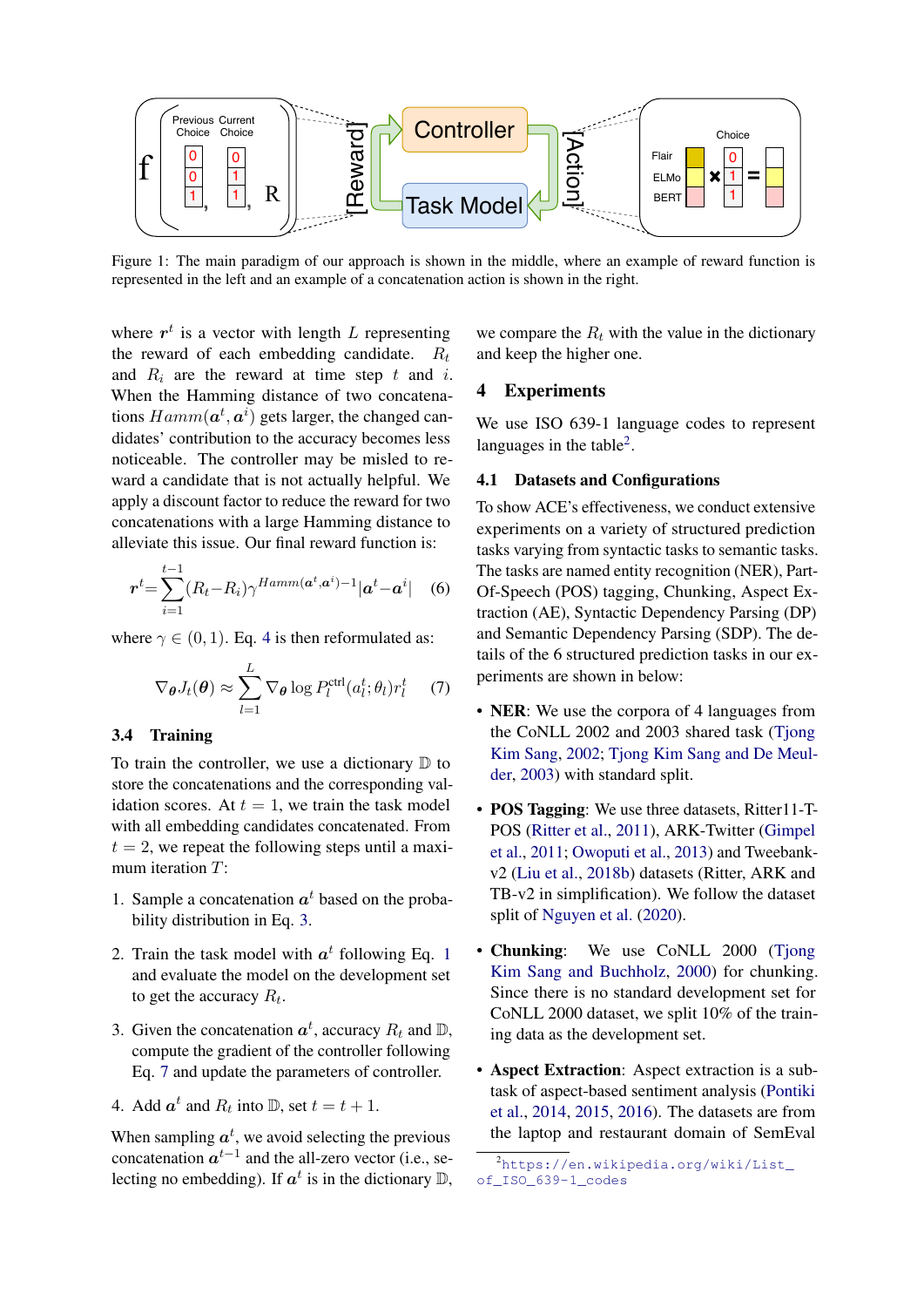Figure 1: The main paradigm of our approach is shown in the middle, where an example of reward function is represented in the left and an example of a concatenation action is shown in the right.

where $\boldsymbol{r}^t$ is a vector with length $L$ representing the reward of each embedding candidate. $R_t$ and $R_i$ are the reward at time step $t$ and $i$. When the Hamming distance of two concatenations $Hamm(\boldsymbol{a}^t, \boldsymbol{a}^i)$ gets larger, the changed candidates' contribution to the accuracy becomes less noticeable. The controller may be misled to reward a candidate that is not actually helpful. We apply a discount factor to reduce the reward for two concatenations with a large Hamming distance to alleviate this issue. Our final reward function is:

$$\boldsymbol{r}^t = \sum_{i=1}^{t-1} (R_t - R_i) \gamma^{Hamm(\boldsymbol{a}^t, \boldsymbol{a}^i) - 1} |\boldsymbol{a}^t - \boldsymbol{a}^i| \quad (6)$$

where $\gamma \in (0, 1)$. Eq. 4 is then reformulated as:

$$\nabla_{\boldsymbol{\theta}} J_t(\boldsymbol{\theta}) \approx \sum_{l=1}^{L} \nabla_{\boldsymbol{\theta}} \log P_l^{\text{ctrl}}(a_l^t; \theta_l) r_l^t \quad (7)$$

### 3.4 Training

To train the controller, we use a dictionary $\mathbb{D}$ to store the concatenations and the corresponding validation scores. At $t = 1$, we train the task model with all embedding candidates concatenated. From $t = 2$, we repeat the following steps until a maximum iteration $T$:

1. Sample a concatenation $\boldsymbol{a}^t$ based on the probability distribution in Eq. 3.
2. Train the task model with $\boldsymbol{a}^t$ following Eq. 1 and evaluate the model on the development set to get the accuracy $R_t$.
3. Given the concatenation $\boldsymbol{a}^t$, accuracy $R_t$ and $\mathbb{D}$, compute the gradient of the controller following Eq. 7 and update the parameters of controller.
4. Add $\boldsymbol{a}^t$ and $R_t$ into $\mathbb{D}$, set $t = t + 1$.

When sampling $\boldsymbol{a}^t$, we avoid selecting the previous concatenation $\boldsymbol{a}^{t-1}$ and the all-zero vector (i.e., selecting no embedding). If $\boldsymbol{a}^t$ is in the dictionary $\mathbb{D}$, we compare the $R_t$ with the value in the dictionary and keep the higher one.

## 4 Experiments

We use ISO 639-1 language codes to represent languages in the table[2].

### 4.1 Datasets and Configurations

To show ACE's effectiveness, we conduct extensive experiments on a variety of structured prediction tasks varying from syntactic tasks to semantic tasks. The tasks are named entity recognition (NER), Part-Of-Speech (POS) tagging, Chunking, Aspect Extraction (AE), Syntactic Dependency Parsing (DP) and Semantic Dependency Parsing (SDP). The details of the 6 structured prediction tasks in our experiments are shown in below:

- **NER**: We use the corpora of 4 languages from the CoNLL 2002 and 2003 shared task (Tjong Kim Sang, 2002; Tjong Kim Sang and De Meulder, 2003) with standard split.
- **POS Tagging**: We use three datasets, Ritter11-T-POS (Ritter et al., 2011), ARK-Twitter (Gimpel et al., 2011; Owoputi et al., 2013) and Tweebank-v2 (Liu et al., 2018b) datasets (Ritter, ARK and TB-v2 in simplification). We follow the dataset split of Nguyen et al. (2020).
- **Chunking**: We use CoNLL 2000 (Tjong Kim Sang and Buchholz, 2000) for chunking. Since there is no standard development set for CoNLL 2000 dataset, we split 10% of the training data as the development set.
- **Aspect Extraction**: Aspect extraction is a subtask of aspect-based sentiment analysis (Pontiki et al., 2014, 2015, 2016). The datasets are from the laptop and restaurant domain of SemEval

[2] https://en.wikipedia.org/wiki/List_of_ISO_639-1_codes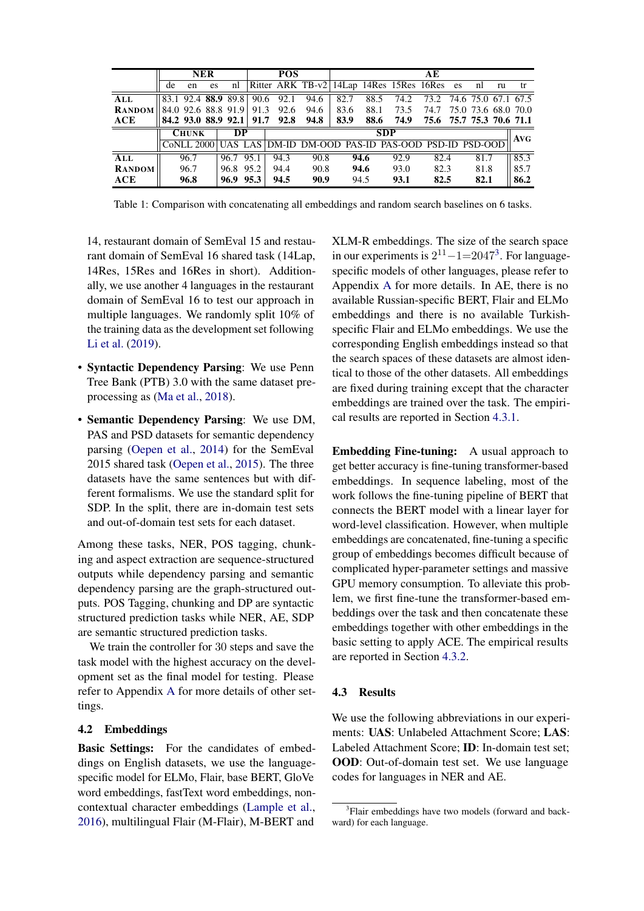|  | NER |  |  |  | POS |  |  | AE |  |  |  |  |  |  |  |
|---|---|---|---|---|---|---|---|---|---|---|---|---|---|---|---|
|  | de | en | es | nl | Ritter | ARK | TB-v2 | 14Lap | 14Res | 15Res | 16Res | es | nl | ru | tr |
| ALL | 83.1 | 92.4 | **88.9** | 89.8 | 90.6 | 92.1 | 94.6 | 82.7 | 88.5 | 74.2 | 73.2 | 74.6 | 75.0 | 67.1 | 67.5 |
| RANDOM | 84.0 | 92.6 | 88.8 | 91.9 | 91.3 | 92.6 | 94.6 | 83.6 | 88.1 | 73.5 | 74.7 | 75.0 | 73.6 | 68.0 | 70.0 |
| ACE | **84.2** | **93.0** | **88.9** | **92.1** | **91.7** | **92.8** | **94.8** | **83.9** | **88.6** | **74.9** | **75.6** | **75.7** | **75.3** | **70.6** | **71.1** |

|  | CHUNK | DP |  | SDP |  |  |  |  |  | AVG |
|---|---|---|---|---|---|---|---|---|---|---|
|  | CoNLL 2000 | UAS | LAS | DM-ID | DM-OOD | PAS-ID | PAS-OOD | PSD-ID | PSD-OOD |  |
| ALL | 96.7 | 96.7 | 95.1 | 94.3 | 90.8 | **94.6** | 92.9 | 82.4 | 81.7 | 85.3 |
| RANDOM | 96.7 | 96.8 | 95.2 | 94.4 | 90.8 | **94.6** | 93.0 | 82.3 | 81.8 | 85.7 |
| ACE | **96.8** | **96.9** | **95.3** | **94.5** | **90.9** | 94.5 | **93.1** | **82.5** | **82.1** | **86.2** |

Table 1: Comparison with concatenating all embeddings and random search baselines on 6 tasks.

14, restaurant domain of SemEval 15 and restaurant domain of SemEval 16 shared task (14Lap, 14Res, 15Res and 16Res in short). Additionally, we use another 4 languages in the restaurant domain of SemEval 16 to test our approach in multiple languages. We randomly split 10% of the training data as the development set following Li et al. (2019).

- **Syntactic Dependency Parsing**: We use Penn Tree Bank (PTB) 3.0 with the same dataset preprocessing as (Ma et al., 2018).
- **Semantic Dependency Parsing**: We use DM, PAS and PSD datasets for semantic dependency parsing (Oepen et al., 2014) for the SemEval 2015 shared task (Oepen et al., 2015). The three datasets have the same sentences but with different formalisms. We use the standard split for SDP. In the split, there are in-domain test sets and out-of-domain test sets for each dataset.

Among these tasks, NER, POS tagging, chunking and aspect extraction are sequence-structured outputs while dependency parsing and semantic dependency parsing are the graph-structured outputs. POS Tagging, chunking and DP are syntactic structured prediction tasks while NER, AE, SDP are semantic structured prediction tasks.

We train the controller for 30 steps and save the task model with the highest accuracy on the development set as the final model for testing. Please refer to Appendix A for more details of other settings.

## 4.2 Embeddings

**Basic Settings:** For the candidates of embeddings on English datasets, we use the language-specific model for ELMo, Flair, base BERT, GloVe word embeddings, fastText word embeddings, non-contextual character embeddings (Lample et al., 2016), multilingual Flair (M-Flair), M-BERT and XLM-R embeddings. The size of the search space in our experiments is $2^{11}-1=2047$[3]. For language-specific models of other languages, please refer to Appendix A for more details. In AE, there is no available Russian-specific BERT, Flair and ELMo embeddings and there is no available Turkish-specific Flair and ELMo embeddings. We use the corresponding English embeddings instead so that the search spaces of these datasets are almost identical to those of the other datasets. All embeddings are fixed during training except that the character embeddings are trained over the task. The empirical results are reported in Section 4.3.1.

**Embedding Fine-tuning:** A usual approach to get better accuracy is fine-tuning transformer-based embeddings. In sequence labeling, most of the work follows the fine-tuning pipeline of BERT that connects the BERT model with a linear layer for word-level classification. However, when multiple embeddings are concatenated, fine-tuning a specific group of embeddings becomes difficult because of complicated hyper-parameter settings and massive GPU memory consumption. To alleviate this problem, we first fine-tune the transformer-based embeddings over the task and then concatenate these embeddings together with other embeddings in the basic setting to apply ACE. The empirical results are reported in Section 4.3.2.

## 4.3 Results

We use the following abbreviations in our experiments: **UAS**: Unlabeled Attachment Score; **LAS**: Labeled Attachment Score; **ID**: In-domain test set; **OOD**: Out-of-domain test set. We use language codes for languages in NER and AE.

[3]Flair embeddings have two models (forward and backward) for each language.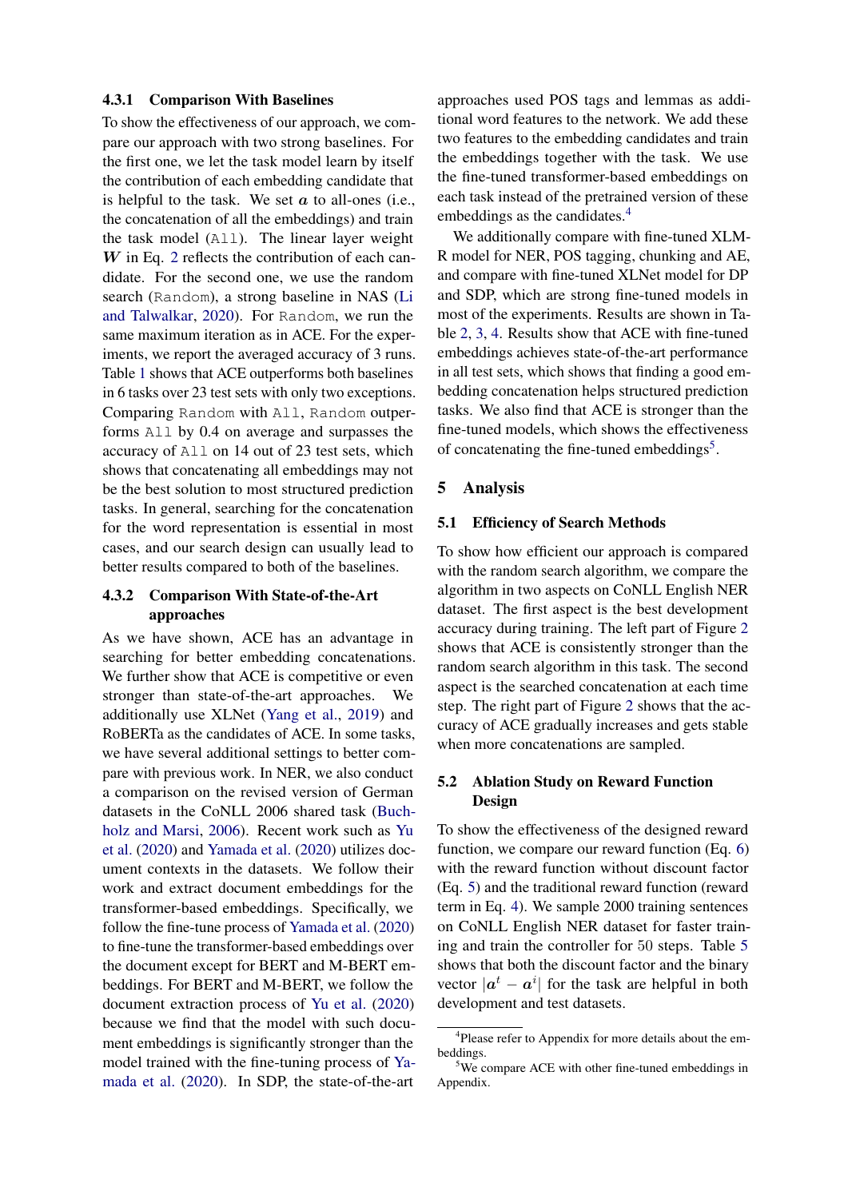#### 4.3.1 Comparison With Baselines

To show the effectiveness of our approach, we compare our approach with two strong baselines. For the first one, we let the task model learn by itself the contribution of each embedding candidate that is helpful to the task. We set $\boldsymbol{a}$ to all-ones (i.e., the concatenation of all the embeddings) and train the task model (`All`). The linear layer weight $\boldsymbol{W}$ in Eq. 2 reflects the contribution of each candidate. For the second one, we use the random search (`Random`), a strong baseline in NAS (Li and Talwalkar, 2020). For `Random`, we run the same maximum iteration as in ACE. For the experiments, we report the averaged accuracy of 3 runs. Table 1 shows that ACE outperforms both baselines in 6 tasks over 23 test sets with only two exceptions. Comparing `Random` with `All`, `Random` outperforms `All` by 0.4 on average and surpasses the accuracy of `All` on 14 out of 23 test sets, which shows that concatenating all embeddings may not be the best solution to most structured prediction tasks. In general, searching for the concatenation for the word representation is essential in most cases, and our search design can usually lead to better results compared to both of the baselines.

#### 4.3.2 Comparison With State-of-the-Art approaches

As we have shown, ACE has an advantage in searching for better embedding concatenations. We further show that ACE is competitive or even stronger than state-of-the-art approaches. We additionally use XLNet (Yang et al., 2019) and RoBERTa as the candidates of ACE. In some tasks, we have several additional settings to better compare with previous work. In NER, we also conduct a comparison on the revised version of German datasets in the CoNLL 2006 shared task (Buchholz and Marsi, 2006). Recent work such as Yu et al. (2020) and Yamada et al. (2020) utilizes document contexts in the datasets. We follow their work and extract document embeddings for the transformer-based embeddings. Specifically, we follow the fine-tune process of Yamada et al. (2020) to fine-tune the transformer-based embeddings over the document except for BERT and M-BERT embeddings. For BERT and M-BERT, we follow the document extraction process of Yu et al. (2020) because we find that the model with such document embeddings is significantly stronger than the model trained with the fine-tuning process of Yamada et al. (2020). In SDP, the state-of-the-art approaches used POS tags and lemmas as additional word features to the network. We add these two features to the embedding candidates and train the embeddings together with the task. We use the fine-tuned transformer-based embeddings on each task instead of the pretrained version of these embeddings as the candidates.[4]

We additionally compare with fine-tuned XLM-R model for NER, POS tagging, chunking and AE, and compare with fine-tuned XLNet model for DP and SDP, which are strong fine-tuned models in most of the experiments. Results are shown in Table 2, 3, 4. Results show that ACE with fine-tuned embeddings achieves state-of-the-art performance in all test sets, which shows that finding a good embedding concatenation helps structured prediction tasks. We also find that ACE is stronger than the fine-tuned models, which shows the effectiveness of concatenating the fine-tuned embeddings[5].

## 5 Analysis

### 5.1 Efficiency of Search Methods

To show how efficient our approach is compared with the random search algorithm, we compare the algorithm in two aspects on CoNLL English NER dataset. The first aspect is the best development accuracy during training. The left part of Figure 2 shows that ACE is consistently stronger than the random search algorithm in this task. The second aspect is the searched concatenation at each time step. The right part of Figure 2 shows that the accuracy of ACE gradually increases and gets stable when more concatenations are sampled.

### 5.2 Ablation Study on Reward Function Design

To show the effectiveness of the designed reward function, we compare our reward function (Eq. 6) with the reward function without discount factor (Eq. 5) and the traditional reward function (reward term in Eq. 4). We sample 2000 training sentences on CoNLL English NER dataset for faster training and train the controller for 50 steps. Table 5 shows that both the discount factor and the binary vector $|\boldsymbol{a}^t - \boldsymbol{a}^i|$ for the task are helpful in both development and test datasets.

---

[4] Please refer to Appendix for more details about the embeddings.

[5] We compare ACE with other fine-tuned embeddings in Appendix.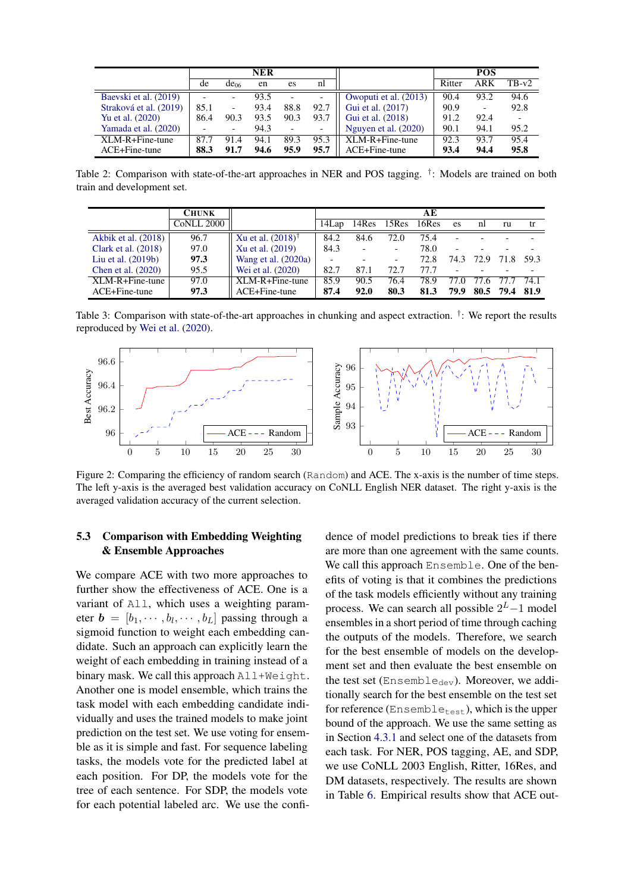|  | NER |  |  |  |  |  | POS |  |  |
|---|---|---|---|---|---|---|---|---|---|
|  | de | $de_{06}$ | en | es | nl |  | Ritter | ARK | TB-v2 |
| Baevski et al. (2019) | - | - | 93.5 | - | - | Owoputi et al. (2013) | 90.4 | 93.2 | 94.6 |
| Straková et al. (2019) | 85.1 | - | 93.4 | 88.8 | 92.7 | Gui et al. (2017) | 90.9 | - | 92.8 |
| Yu et al. (2020) | 86.4 | 90.3 | 93.5 | 90.3 | 93.7 | Gui et al. (2018) | 91.2 | 92.4 | - |
| Yamada et al. (2020) | - | - | 94.3 | - | - | Nguyen et al. (2020) | 90.1 | 94.1 | 95.2 |
| XLM-R+Fine-tune | 87.7 | 91.4 | 94.1 | 89.3 | 95.3 | XLM-R+Fine-tune | 92.3 | 93.7 | 95.4 |
| ACE+Fine-tune | **88.3** | **91.7** | **94.6** | **95.9** | **95.7** | ACE+Fine-tune | **93.4** | **94.4** | **95.8** |

Table 2: Comparison with state-of-the-art approaches in NER and POS tagging. †: Models are trained on both train and development set.

|  | CHUNK |  | AE |  |  |  |  |  |  |  |
|---|---|---|---|---|---|---|---|---|---|---|
|  | CoNLL 2000 |  | 14Lap | 14Res | 15Res | 16Res | es | nl | ru | tr |
| Akbik et al. (2018) | 96.7 | Xu et al. (2018)† | 84.2 | 84.6 | 72.0 | 75.4 | - | - | - | - |
| Clark et al. (2018) | 97.0 | Xu et al. (2019) | 84.3 | - | - | 78.0 | - | - | - | - |
| Liu et al. (2019b) | **97.3** | Wang et al. (2020a) | - | - | - | 72.8 | 74.3 | 72.9 | 71.8 | 59.3 |
| Chen et al. (2020) | 95.5 | Wei et al. (2020) | 82.7 | 87.1 | 72.7 | 77.7 | - | - | - | - |
| XLM-R+Fine-tune | 97.0 | XLM-R+Fine-tune | 85.9 | 90.5 | 76.4 | 78.9 | 77.0 | 77.6 | 77.7 | 74.1 |
| ACE+Fine-tune | **97.3** | ACE+Fine-tune | **87.4** | **92.0** | **80.3** | **81.3** | **79.9** | **80.5** | **79.4** | **81.9** |

Table 3: Comparison with state-of-the-art approaches in chunking and aspect extraction. †: We report the results reproduced by Wei et al. (2020).

Figure 2: Comparing the efficiency of random search (Random) and ACE. The x-axis is the number of time steps. The left y-axis is the averaged best validation accuracy on CoNLL English NER dataset. The right y-axis is the averaged validation accuracy of the current selection.

### 5.3 Comparison with Embedding Weighting & Ensemble Approaches

We compare ACE with two more approaches to further show the effectiveness of ACE. One is a variant of All, which uses a weighting parameter $\boldsymbol{b} = [b_1, \cdots, b_l, \cdots, b_L]$ passing through a sigmoid function to weight each embedding candidate. Such an approach can explicitly learn the weight of each embedding in training instead of a binary mask. We call this approach All+Weight. Another one is model ensemble, which trains the task model with each embedding candidate individually and uses the trained models to make joint prediction on the test set. We use voting for ensemble as it is simple and fast. For sequence labeling tasks, the models vote for the predicted label at each position. For DP, the models vote for the tree of each sentence. For SDP, the models vote for each potential labeled arc. We use the confidence of model predictions to break ties if there are more than one agreement with the same counts. We call this approach Ensemble. One of the benefits of voting is that it combines the predictions of the task models efficiently without any training process. We can search all possible $2^L-1$ model ensembles in a short period of time through caching the outputs of the models. Therefore, we search for the best ensemble of models on the development set and then evaluate the best ensemble on the test set ($\text{Ensemble}_{\text{dev}}$). Moreover, we additionally search for the best ensemble on the test set for reference ($\text{Ensemble}_{\text{test}}$), which is the upper bound of the approach. We use the same setting as in Section 4.3.1 and select one of the datasets from each task. For NER, POS tagging, AE, and SDP, we use CoNLL 2003 English, Ritter, 16Res, and DM datasets, respectively. The results are shown in Table 6. Empirical results show that ACE out-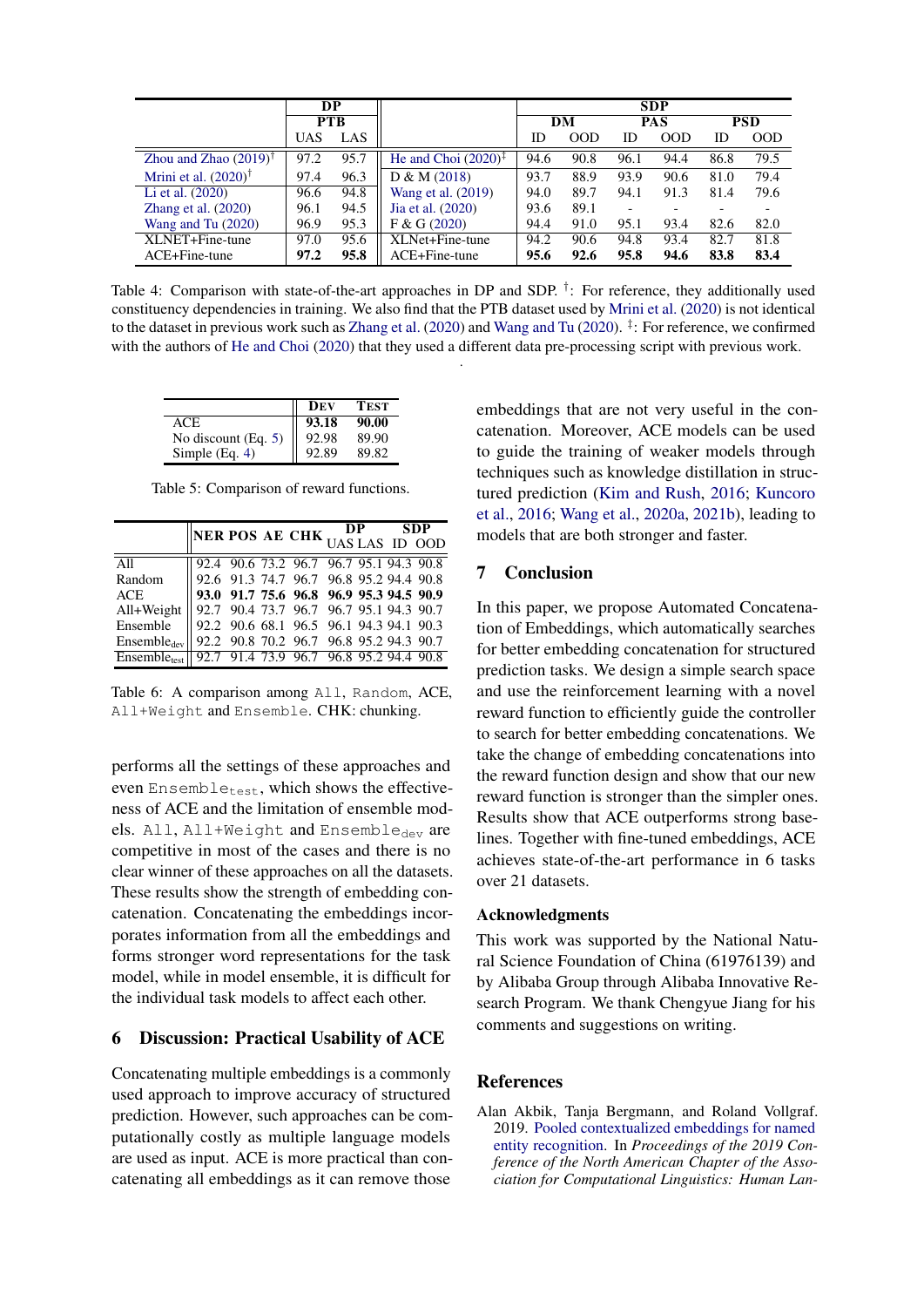| | DP | | | SDP | | | | | |
|---|---|---|---|---|---|---|---|---|---|
| | PTB | | | DM | | PAS | | PSD | |
| | UAS | LAS | | ID | OOD | ID | OOD | ID | OOD |
| Zhou and Zhao (2019)† | 97.2 | 95.7 | He and Choi (2020)‡ | 94.6 | 90.8 | 96.1 | 94.4 | 86.8 | 79.5 |
| Mrini et al. (2020)† | 97.4 | 96.3 | D & M (2018) | 93.7 | 88.9 | 93.9 | 90.6 | 81.0 | 79.4 |
| Li et al. (2020) | 96.6 | 94.8 | Wang et al. (2019) | 94.0 | 89.7 | 94.1 | 91.3 | 81.4 | 79.6 |
| Zhang et al. (2020) | 96.1 | 94.5 | Jia et al. (2020) | 93.6 | 89.1 | - | - | - | - |
| Wang and Tu (2020) | 96.9 | 95.3 | F & G (2020) | 94.4 | 91.0 | 95.1 | 93.4 | 82.6 | 82.0 |
| XLNET+Fine-tune | 97.0 | 95.6 | XLNet+Fine-tune | 94.2 | 90.6 | 94.8 | 93.4 | 82.7 | 81.8 |
| ACE+Fine-tune | **97.2** | **95.8** | ACE+Fine-tune | **95.6** | **92.6** | **95.8** | **94.6** | **83.8** | **83.4** |

Table 4: Comparison with state-of-the-art approaches in DP and SDP. †: For reference, they additionally used constituency dependencies in training. We also find that the PTB dataset used by Mrini et al. (2020) is not identical to the dataset in previous work such as Zhang et al. (2020) and Wang and Tu (2020). ‡: For reference, we confirmed with the authors of He and Choi (2020) that they used a different data pre-processing script with previous work.

| | Dev | Test |
|---|---|---|
| ACE | **93.18** | **90.00** |
| No discount (Eq. 5) | 92.98 | 89.90 |
| Simple (Eq. 4) | 92.89 | 89.82 |

Table 5: Comparison of reward functions.

| | NER | POS | AE | CHK | DP UAS | DP LAS | SDP ID | SDP OOD |
|---|---|---|---|---|---|---|---|---|
| All | 92.4 | 90.6 | 73.2 | 96.7 | 96.7 | 95.1 | 94.3 | 90.8 |
| Random | 92.6 | 91.3 | 74.7 | 96.7 | 96.8 | 95.2 | 94.4 | 90.8 |
| ACE | **93.0** | **91.7** | **75.6** | **96.8** | **96.9** | **95.3** | **94.5** | **90.9** |
| All+Weight | 92.7 | 90.4 | 73.7 | 96.7 | 96.7 | 95.1 | 94.3 | 90.7 |
| Ensemble | 92.2 | 90.6 | 68.1 | 96.5 | 96.1 | 94.3 | 94.1 | 90.3 |
| $\text{Ensemble}_{\text{dev}}$ | 92.2 | 90.8 | 70.2 | 96.7 | 96.8 | 95.2 | 94.3 | 90.7 |
| $\text{Ensemble}_{\text{test}}$ | 92.7 | 91.4 | 73.9 | 96.7 | 96.8 | 95.2 | 94.4 | 90.8 |

Table 6: A comparison among `All`, `Random`, ACE, `All+Weight` and `Ensemble`. CHK: chunking.

performs all the settings of these approaches and even $\texttt{Ensemble}_{\texttt{test}}$, which shows the effectiveness of ACE and the limitation of ensemble models. `All`, `All+Weight` and $\texttt{Ensemble}_{\texttt{dev}}$ are competitive in most of the cases and there is no clear winner of these approaches on all the datasets. These results show the strength of embedding concatenation. Concatenating the embeddings incorporates information from all the embeddings and forms stronger word representations for the task model, while in model ensemble, it is difficult for the individual task models to affect each other.

## 6 Discussion: Practical Usability of ACE

Concatenating multiple embeddings is a commonly used approach to improve accuracy of structured prediction. However, such approaches can be computationally costly as multiple language models are used as input. ACE is more practical than concatenating all embeddings as it can remove those embeddings that are not very useful in the concatenation. Moreover, ACE models can be used to guide the training of weaker models through techniques such as knowledge distillation in structured prediction (Kim and Rush, 2016; Kuncoro et al., 2016; Wang et al., 2020a, 2021b), leading to models that are both stronger and faster.

## 7 Conclusion

In this paper, we propose Automated Concatenation of Embeddings, which automatically searches for better embedding concatenation for structured prediction tasks. We design a simple search space and use the reinforcement learning with a novel reward function to efficiently guide the controller to search for better embedding concatenations. We take the change of embedding concatenations into the reward function design and show that our new reward function is stronger than the simpler ones. Results show that ACE outperforms strong baselines. Together with fine-tuned embeddings, ACE achieves state-of-the-art performance in 6 tasks over 21 datasets.

### Acknowledgments

This work was supported by the National Natural Science Foundation of China (61976139) and by Alibaba Group through Alibaba Innovative Research Program. We thank Chengyue Jiang for his comments and suggestions on writing.

## References

Alan Akbik, Tanja Bergmann, and Roland Vollgraf. 2019. Pooled contextualized embeddings for named entity recognition. In *Proceedings of the 2019 Conference of the North American Chapter of the Association for Computational Linguistics: Human Lan-*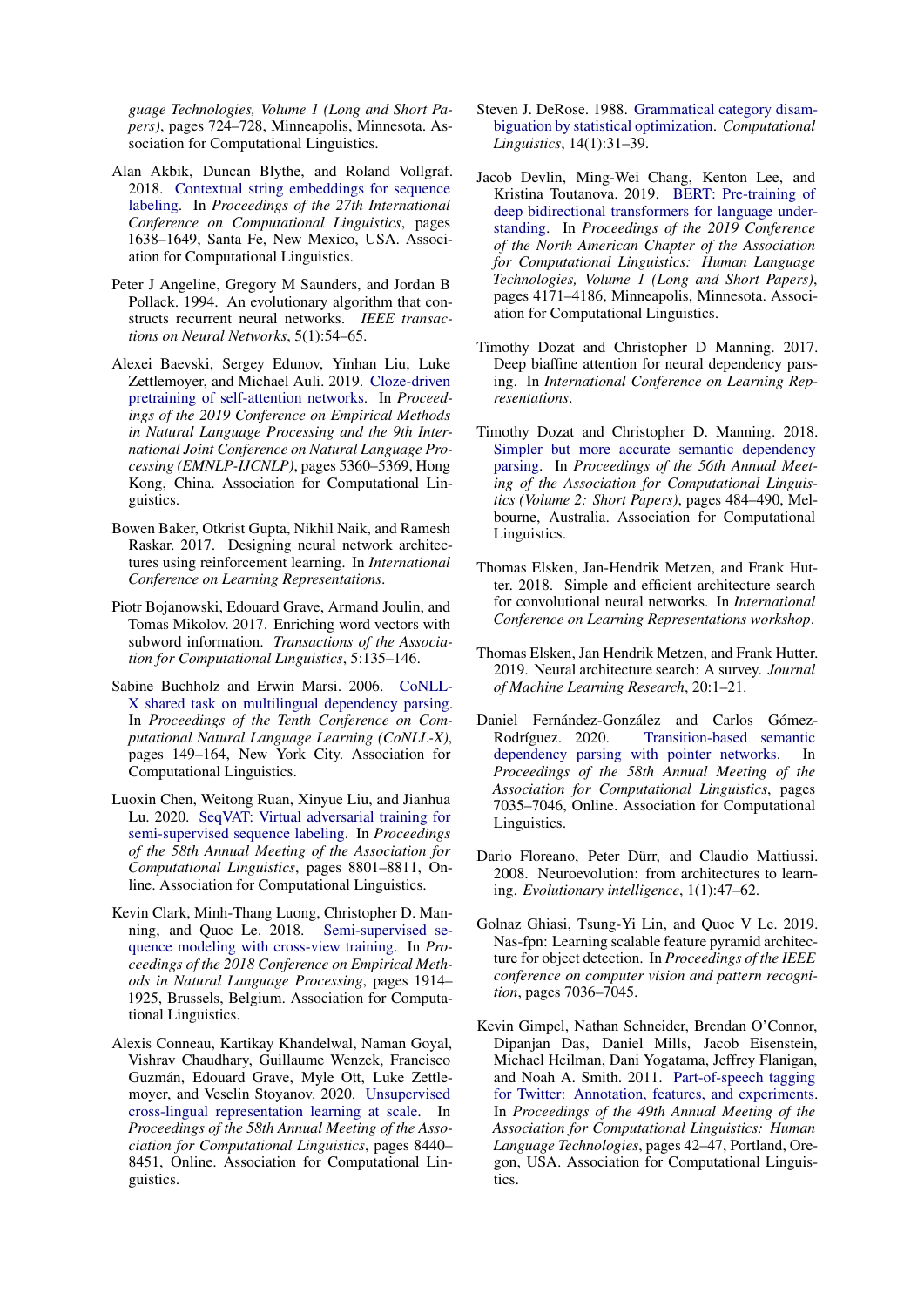*guage Technologies, Volume 1 (Long and Short Papers)*, pages 724–728, Minneapolis, Minnesota. Association for Computational Linguistics.

Alan Akbik, Duncan Blythe, and Roland Vollgraf. 2018. Contextual string embeddings for sequence labeling. In *Proceedings of the 27th International Conference on Computational Linguistics*, pages 1638–1649, Santa Fe, New Mexico, USA. Association for Computational Linguistics.

Peter J Angeline, Gregory M Saunders, and Jordan B Pollack. 1994. An evolutionary algorithm that constructs recurrent neural networks. *IEEE transactions on Neural Networks*, 5(1):54–65.

Alexei Baevski, Sergey Edunov, Yinhan Liu, Luke Zettlemoyer, and Michael Auli. 2019. Cloze-driven pretraining of self-attention networks. In *Proceedings of the 2019 Conference on Empirical Methods in Natural Language Processing and the 9th International Joint Conference on Natural Language Processing (EMNLP-IJCNLP)*, pages 5360–5369, Hong Kong, China. Association for Computational Linguistics.

Bowen Baker, Otkrist Gupta, Nikhil Naik, and Ramesh Raskar. 2017. Designing neural network architectures using reinforcement learning. In *International Conference on Learning Representations*.

Piotr Bojanowski, Edouard Grave, Armand Joulin, and Tomas Mikolov. 2017. Enriching word vectors with subword information. *Transactions of the Association for Computational Linguistics*, 5:135–146.

Sabine Buchholz and Erwin Marsi. 2006. CoNLL-X shared task on multilingual dependency parsing. In *Proceedings of the Tenth Conference on Computational Natural Language Learning (CoNLL-X)*, pages 149–164, New York City. Association for Computational Linguistics.

Luoxin Chen, Weitong Ruan, Xinyue Liu, and Jianhua Lu. 2020. SeqVAT: Virtual adversarial training for semi-supervised sequence labeling. In *Proceedings of the 58th Annual Meeting of the Association for Computational Linguistics*, pages 8801–8811, Online. Association for Computational Linguistics.

Kevin Clark, Minh-Thang Luong, Christopher D. Manning, and Quoc Le. 2018. Semi-supervised sequence modeling with cross-view training. In *Proceedings of the 2018 Conference on Empirical Methods in Natural Language Processing*, pages 1914–1925, Brussels, Belgium. Association for Computational Linguistics.

Alexis Conneau, Kartikay Khandelwal, Naman Goyal, Vishrav Chaudhary, Guillaume Wenzek, Francisco Guzmán, Edouard Grave, Myle Ott, Luke Zettlemoyer, and Veselin Stoyanov. 2020. Unsupervised cross-lingual representation learning at scale. In *Proceedings of the 58th Annual Meeting of the Association for Computational Linguistics*, pages 8440–8451, Online. Association for Computational Linguistics.

Steven J. DeRose. 1988. Grammatical category disambiguation by statistical optimization. *Computational Linguistics*, 14(1):31–39.

Jacob Devlin, Ming-Wei Chang, Kenton Lee, and Kristina Toutanova. 2019. BERT: Pre-training of deep bidirectional transformers for language understanding. In *Proceedings of the 2019 Conference of the North American Chapter of the Association for Computational Linguistics: Human Language Technologies, Volume 1 (Long and Short Papers)*, pages 4171–4186, Minneapolis, Minnesota. Association for Computational Linguistics.

Timothy Dozat and Christopher D Manning. 2017. Deep biaffine attention for neural dependency parsing. In *International Conference on Learning Representations*.

Timothy Dozat and Christopher D. Manning. 2018. Simpler but more accurate semantic dependency parsing. In *Proceedings of the 56th Annual Meeting of the Association for Computational Linguistics (Volume 2: Short Papers)*, pages 484–490, Melbourne, Australia. Association for Computational Linguistics.

Thomas Elsken, Jan-Hendrik Metzen, and Frank Hutter. 2018. Simple and efficient architecture search for convolutional neural networks. In *International Conference on Learning Representations workshop*.

Thomas Elsken, Jan Hendrik Metzen, and Frank Hutter. 2019. Neural architecture search: A survey. *Journal of Machine Learning Research*, 20:1–21.

Daniel Fernández-González and Carlos Gómez-Rodríguez. 2020. Transition-based semantic dependency parsing with pointer networks. In *Proceedings of the 58th Annual Meeting of the Association for Computational Linguistics*, pages 7035–7046, Online. Association for Computational Linguistics.

Dario Floreano, Peter Dürr, and Claudio Mattiussi. 2008. Neuroevolution: from architectures to learning. *Evolutionary intelligence*, 1(1):47–62.

Golnaz Ghiasi, Tsung-Yi Lin, and Quoc V Le. 2019. Nas-fpn: Learning scalable feature pyramid architecture for object detection. In *Proceedings of the IEEE conference on computer vision and pattern recognition*, pages 7036–7045.

Kevin Gimpel, Nathan Schneider, Brendan O'Connor, Dipanjan Das, Daniel Mills, Jacob Eisenstein, Michael Heilman, Dani Yogatama, Jeffrey Flanigan, and Noah A. Smith. 2011. Part-of-speech tagging for Twitter: Annotation, features, and experiments. In *Proceedings of the 49th Annual Meeting of the Association for Computational Linguistics: Human Language Technologies*, pages 42–47, Portland, Oregon, USA. Association for Computational Linguistics.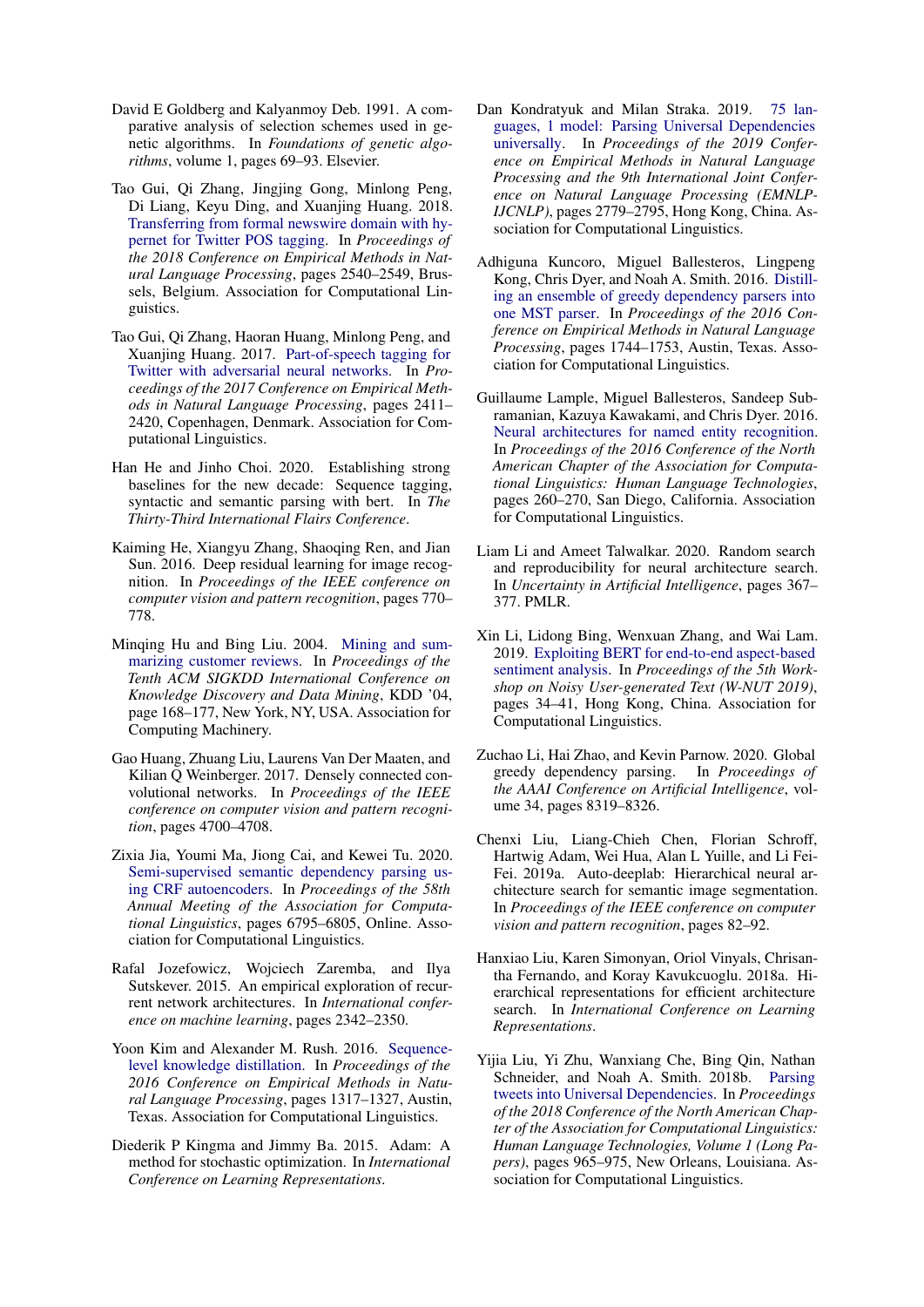David E Goldberg and Kalyanmoy Deb. 1991. A comparative analysis of selection schemes used in genetic algorithms. In *Foundations of genetic algorithms*, volume 1, pages 69–93. Elsevier.

Tao Gui, Qi Zhang, Jingjing Gong, Minlong Peng, Di Liang, Keyu Ding, and Xuanjing Huang. 2018. Transferring from formal newswire domain with hypernet for Twitter POS tagging. In *Proceedings of the 2018 Conference on Empirical Methods in Natural Language Processing*, pages 2540–2549, Brussels, Belgium. Association for Computational Linguistics.

Tao Gui, Qi Zhang, Haoran Huang, Minlong Peng, and Xuanjing Huang. 2017. Part-of-speech tagging for Twitter with adversarial neural networks. In *Proceedings of the 2017 Conference on Empirical Methods in Natural Language Processing*, pages 2411–2420, Copenhagen, Denmark. Association for Computational Linguistics.

Han He and Jinho Choi. 2020. Establishing strong baselines for the new decade: Sequence tagging, syntactic and semantic parsing with bert. In *The Thirty-Third International Flairs Conference*.

Kaiming He, Xiangyu Zhang, Shaoqing Ren, and Jian Sun. 2016. Deep residual learning for image recognition. In *Proceedings of the IEEE conference on computer vision and pattern recognition*, pages 770–778.

Minqing Hu and Bing Liu. 2004. Mining and summarizing customer reviews. In *Proceedings of the Tenth ACM SIGKDD International Conference on Knowledge Discovery and Data Mining*, KDD '04, page 168–177, New York, NY, USA. Association for Computing Machinery.

Gao Huang, Zhuang Liu, Laurens Van Der Maaten, and Kilian Q Weinberger. 2017. Densely connected convolutional networks. In *Proceedings of the IEEE conference on computer vision and pattern recognition*, pages 4700–4708.

Zixia Jia, Youmi Ma, Jiong Cai, and Kewei Tu. 2020. Semi-supervised semantic dependency parsing using CRF autoencoders. In *Proceedings of the 58th Annual Meeting of the Association for Computational Linguistics*, pages 6795–6805, Online. Association for Computational Linguistics.

Rafal Jozefowicz, Wojciech Zaremba, and Ilya Sutskever. 2015. An empirical exploration of recurrent network architectures. In *International conference on machine learning*, pages 2342–2350.

Yoon Kim and Alexander M. Rush. 2016. Sequence-level knowledge distillation. In *Proceedings of the 2016 Conference on Empirical Methods in Natural Language Processing*, pages 1317–1327, Austin, Texas. Association for Computational Linguistics.

Diederik P Kingma and Jimmy Ba. 2015. Adam: A method for stochastic optimization. In *International Conference on Learning Representations*.

Dan Kondratyuk and Milan Straka. 2019. 75 languages, 1 model: Parsing Universal Dependencies universally. In *Proceedings of the 2019 Conference on Empirical Methods in Natural Language Processing and the 9th International Joint Conference on Natural Language Processing (EMNLP-IJCNLP)*, pages 2779–2795, Hong Kong, China. Association for Computational Linguistics.

Adhiguna Kuncoro, Miguel Ballesteros, Lingpeng Kong, Chris Dyer, and Noah A. Smith. 2016. Distilling an ensemble of greedy dependency parsers into one MST parser. In *Proceedings of the 2016 Conference on Empirical Methods in Natural Language Processing*, pages 1744–1753, Austin, Texas. Association for Computational Linguistics.

Guillaume Lample, Miguel Ballesteros, Sandeep Subramanian, Kazuya Kawakami, and Chris Dyer. 2016. Neural architectures for named entity recognition. In *Proceedings of the 2016 Conference of the North American Chapter of the Association for Computational Linguistics: Human Language Technologies*, pages 260–270, San Diego, California. Association for Computational Linguistics.

Liam Li and Ameet Talwalkar. 2020. Random search and reproducibility for neural architecture search. In *Uncertainty in Artificial Intelligence*, pages 367–377. PMLR.

Xin Li, Lidong Bing, Wenxuan Zhang, and Wai Lam. 2019. Exploiting BERT for end-to-end aspect-based sentiment analysis. In *Proceedings of the 5th Workshop on Noisy User-generated Text (W-NUT 2019)*, pages 34–41, Hong Kong, China. Association for Computational Linguistics.

Zuchao Li, Hai Zhao, and Kevin Parnow. 2020. Global greedy dependency parsing. In *Proceedings of the AAAI Conference on Artificial Intelligence*, volume 34, pages 8319–8326.

Chenxi Liu, Liang-Chieh Chen, Florian Schroff, Hartwig Adam, Wei Hua, Alan L Yuille, and Li Fei-Fei. 2019a. Auto-deeplab: Hierarchical neural architecture search for semantic image segmentation. In *Proceedings of the IEEE conference on computer vision and pattern recognition*, pages 82–92.

Hanxiao Liu, Karen Simonyan, Oriol Vinyals, Chrisantha Fernando, and Koray Kavukcuoglu. 2018a. Hierarchical representations for efficient architecture search. In *International Conference on Learning Representations*.

Yijia Liu, Yi Zhu, Wanxiang Che, Bing Qin, Nathan Schneider, and Noah A. Smith. 2018b. Parsing tweets into Universal Dependencies. In *Proceedings of the 2018 Conference of the North American Chapter of the Association for Computational Linguistics: Human Language Technologies, Volume 1 (Long Papers)*, pages 965–975, New Orleans, Louisiana. Association for Computational Linguistics.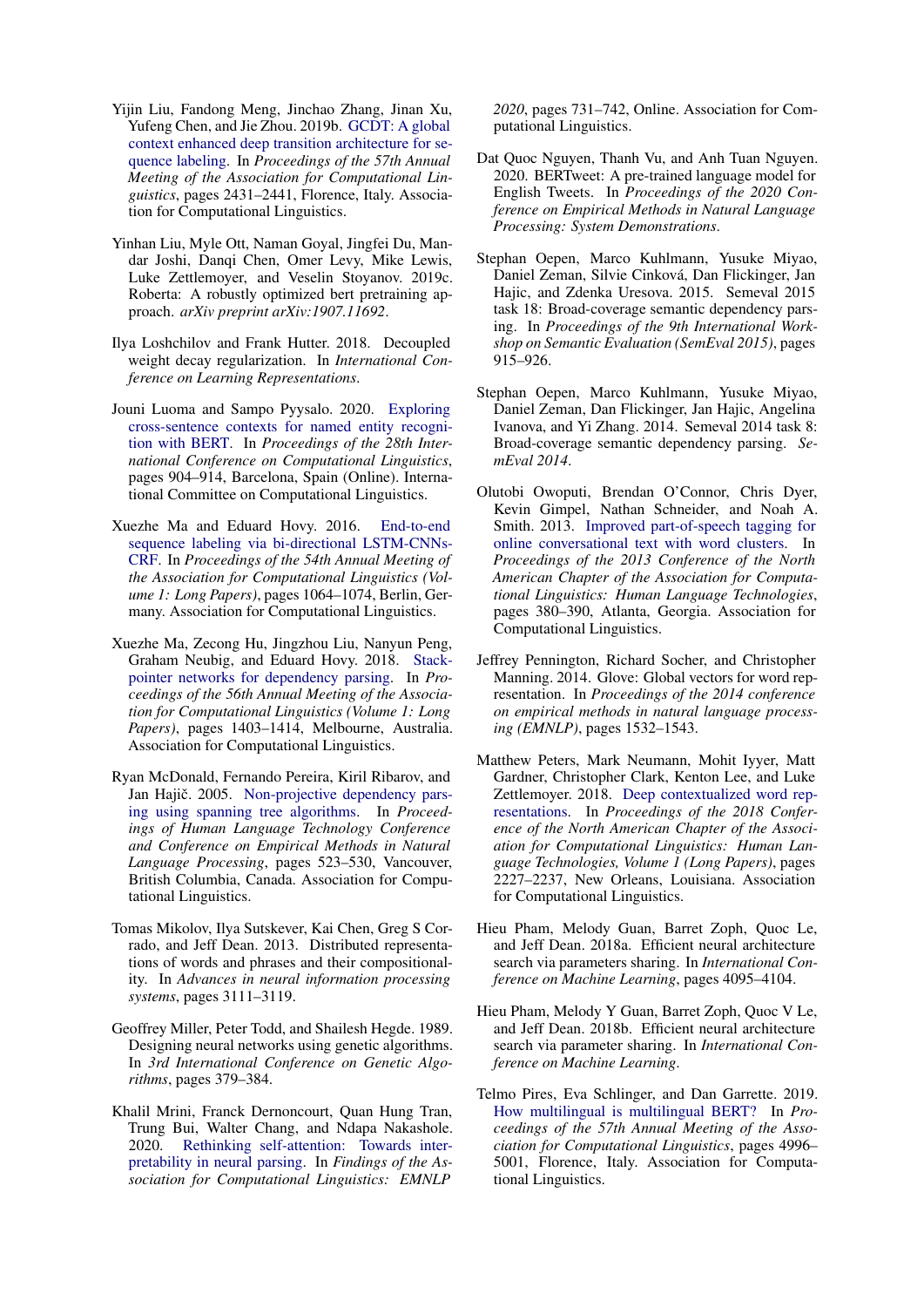Yijin Liu, Fandong Meng, Jinchao Zhang, Jinan Xu, Yufeng Chen, and Jie Zhou. 2019b. GCDT: A global context enhanced deep transition architecture for sequence labeling. In *Proceedings of the 57th Annual Meeting of the Association for Computational Linguistics*, pages 2431–2441, Florence, Italy. Association for Computational Linguistics.

Yinhan Liu, Myle Ott, Naman Goyal, Jingfei Du, Mandar Joshi, Danqi Chen, Omer Levy, Mike Lewis, Luke Zettlemoyer, and Veselin Stoyanov. 2019c. Roberta: A robustly optimized bert pretraining approach. *arXiv preprint arXiv:1907.11692*.

Ilya Loshchilov and Frank Hutter. 2018. Decoupled weight decay regularization. In *International Conference on Learning Representations*.

Jouni Luoma and Sampo Pyysalo. 2020. Exploring cross-sentence contexts for named entity recognition with BERT. In *Proceedings of the 28th International Conference on Computational Linguistics*, pages 904–914, Barcelona, Spain (Online). International Committee on Computational Linguistics.

Xuezhe Ma and Eduard Hovy. 2016. End-to-end sequence labeling via bi-directional LSTM-CNNs-CRF. In *Proceedings of the 54th Annual Meeting of the Association for Computational Linguistics (Volume 1: Long Papers)*, pages 1064–1074, Berlin, Germany. Association for Computational Linguistics.

Xuezhe Ma, Zecong Hu, Jingzhou Liu, Nanyun Peng, Graham Neubig, and Eduard Hovy. 2018. Stack-pointer networks for dependency parsing. In *Proceedings of the 56th Annual Meeting of the Association for Computational Linguistics (Volume 1: Long Papers)*, pages 1403–1414, Melbourne, Australia. Association for Computational Linguistics.

Ryan McDonald, Fernando Pereira, Kiril Ribarov, and Jan Hajič. 2005. Non-projective dependency parsing using spanning tree algorithms. In *Proceedings of Human Language Technology Conference and Conference on Empirical Methods in Natural Language Processing*, pages 523–530, Vancouver, British Columbia, Canada. Association for Computational Linguistics.

Tomas Mikolov, Ilya Sutskever, Kai Chen, Greg S Corrado, and Jeff Dean. 2013. Distributed representations of words and phrases and their compositionality. In *Advances in neural information processing systems*, pages 3111–3119.

Geoffrey Miller, Peter Todd, and Shailesh Hegde. 1989. Designing neural networks using genetic algorithms. In *3rd International Conference on Genetic Algorithms*, pages 379–384.

Khalil Mrini, Franck Dernoncourt, Quan Hung Tran, Trung Bui, Walter Chang, and Ndapa Nakashole. 2020. Rethinking self-attention: Towards interpretability in neural parsing. In *Findings of the Association for Computational Linguistics: EMNLP 2020*, pages 731–742, Online. Association for Computational Linguistics.

Dat Quoc Nguyen, Thanh Vu, and Anh Tuan Nguyen. 2020. BERTweet: A pre-trained language model for English Tweets. In *Proceedings of the 2020 Conference on Empirical Methods in Natural Language Processing: System Demonstrations*.

Stephan Oepen, Marco Kuhlmann, Yusuke Miyao, Daniel Zeman, Silvie Cinková, Dan Flickinger, Jan Hajic, and Zdenka Uresova. 2015. Semeval 2015 task 18: Broad-coverage semantic dependency parsing. In *Proceedings of the 9th International Workshop on Semantic Evaluation (SemEval 2015)*, pages 915–926.

Stephan Oepen, Marco Kuhlmann, Yusuke Miyao, Daniel Zeman, Dan Flickinger, Jan Hajic, Angelina Ivanova, and Yi Zhang. 2014. Semeval 2014 task 8: Broad-coverage semantic dependency parsing. *SemEval 2014*.

Olutobi Owoputi, Brendan O'Connor, Chris Dyer, Kevin Gimpel, Nathan Schneider, and Noah A. Smith. 2013. Improved part-of-speech tagging for online conversational text with word clusters. In *Proceedings of the 2013 Conference of the North American Chapter of the Association for Computational Linguistics: Human Language Technologies*, pages 380–390, Atlanta, Georgia. Association for Computational Linguistics.

Jeffrey Pennington, Richard Socher, and Christopher Manning. 2014. Glove: Global vectors for word representation. In *Proceedings of the 2014 conference on empirical methods in natural language processing (EMNLP)*, pages 1532–1543.

Matthew Peters, Mark Neumann, Mohit Iyyer, Matt Gardner, Christopher Clark, Kenton Lee, and Luke Zettlemoyer. 2018. Deep contextualized word representations. In *Proceedings of the 2018 Conference of the North American Chapter of the Association for Computational Linguistics: Human Language Technologies, Volume 1 (Long Papers)*, pages 2227–2237, New Orleans, Louisiana. Association for Computational Linguistics.

Hieu Pham, Melody Guan, Barret Zoph, Quoc Le, and Jeff Dean. 2018a. Efficient neural architecture search via parameters sharing. In *International Conference on Machine Learning*, pages 4095–4104.

Hieu Pham, Melody Y Guan, Barret Zoph, Quoc V Le, and Jeff Dean. 2018b. Efficient neural architecture search via parameter sharing. In *International Conference on Machine Learning*.

Telmo Pires, Eva Schlinger, and Dan Garrette. 2019. How multilingual is multilingual BERT? In *Proceedings of the 57th Annual Meeting of the Association for Computational Linguistics*, pages 4996–5001, Florence, Italy. Association for Computational Linguistics.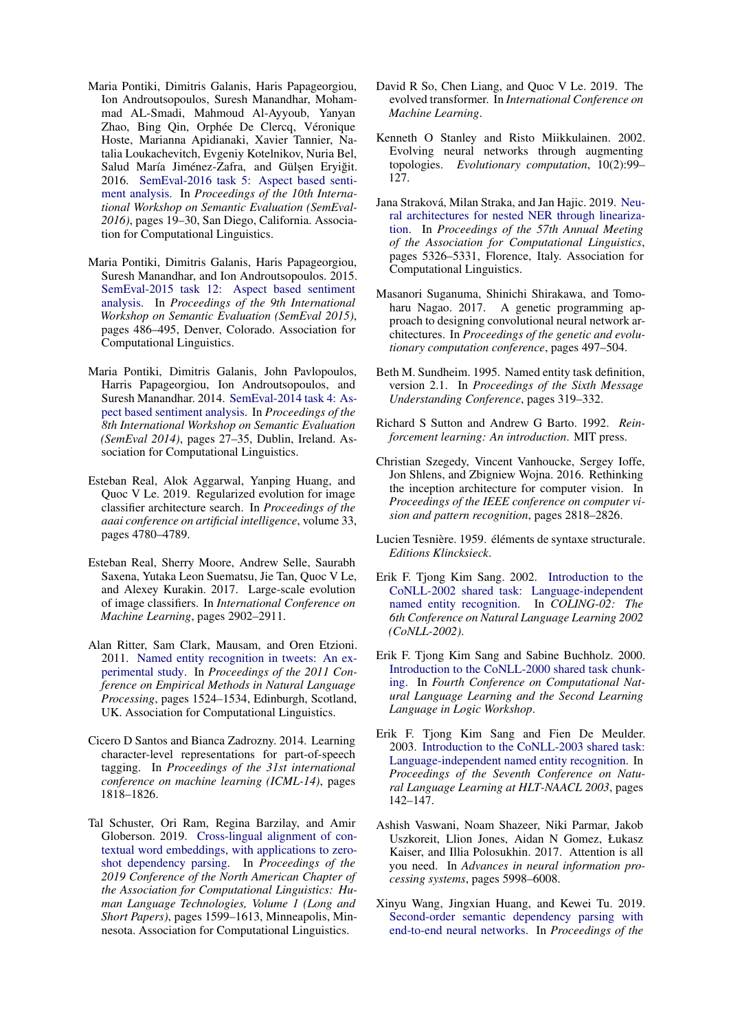Maria Pontiki, Dimitris Galanis, Haris Papageorgiou, Ion Androutsopoulos, Suresh Manandhar, Mohammad AL-Smadi, Mahmoud Al-Ayyoub, Yanyan Zhao, Bing Qin, Orphée De Clercq, Véronique Hoste, Marianna Apidianaki, Xavier Tannier, Natalia Loukachevitch, Evgeniy Kotelnikov, Nuria Bel, Salud María Jiménez-Zafra, and Gülşen Eryiğit. 2016. SemEval-2016 task 5: Aspect based sentiment analysis. In *Proceedings of the 10th International Workshop on Semantic Evaluation (SemEval-2016)*, pages 19–30, San Diego, California. Association for Computational Linguistics.

Maria Pontiki, Dimitris Galanis, Haris Papageorgiou, Suresh Manandhar, and Ion Androutsopoulos. 2015. SemEval-2015 task 12: Aspect based sentiment analysis. In *Proceedings of the 9th International Workshop on Semantic Evaluation (SemEval 2015)*, pages 486–495, Denver, Colorado. Association for Computational Linguistics.

Maria Pontiki, Dimitris Galanis, John Pavlopoulos, Harris Papageorgiou, Ion Androutsopoulos, and Suresh Manandhar. 2014. SemEval-2014 task 4: Aspect based sentiment analysis. In *Proceedings of the 8th International Workshop on Semantic Evaluation (SemEval 2014)*, pages 27–35, Dublin, Ireland. Association for Computational Linguistics.

Esteban Real, Alok Aggarwal, Yanping Huang, and Quoc V Le. 2019. Regularized evolution for image classifier architecture search. In *Proceedings of the aaai conference on artificial intelligence*, volume 33, pages 4780–4789.

Esteban Real, Sherry Moore, Andrew Selle, Saurabh Saxena, Yutaka Leon Suematsu, Jie Tan, Quoc V Le, and Alexey Kurakin. 2017. Large-scale evolution of image classifiers. In *International Conference on Machine Learning*, pages 2902–2911.

Alan Ritter, Sam Clark, Mausam, and Oren Etzioni. 2011. Named entity recognition in tweets: An experimental study. In *Proceedings of the 2011 Conference on Empirical Methods in Natural Language Processing*, pages 1524–1534, Edinburgh, Scotland, UK. Association for Computational Linguistics.

Cicero D Santos and Bianca Zadrozny. 2014. Learning character-level representations for part-of-speech tagging. In *Proceedings of the 31st international conference on machine learning (ICML-14)*, pages 1818–1826.

Tal Schuster, Ori Ram, Regina Barzilay, and Amir Globerson. 2019. Cross-lingual alignment of contextual word embeddings, with applications to zero-shot dependency parsing. In *Proceedings of the 2019 Conference of the North American Chapter of the Association for Computational Linguistics: Human Language Technologies, Volume 1 (Long and Short Papers)*, pages 1599–1613, Minneapolis, Minnesota. Association for Computational Linguistics.

David R So, Chen Liang, and Quoc V Le. 2019. The evolved transformer. In *International Conference on Machine Learning*.

Kenneth O Stanley and Risto Miikkulainen. 2002. Evolving neural networks through augmenting topologies. *Evolutionary computation*, 10(2):99–127.

Jana Straková, Milan Straka, and Jan Hajic. 2019. Neural architectures for nested NER through linearization. In *Proceedings of the 57th Annual Meeting of the Association for Computational Linguistics*, pages 5326–5331, Florence, Italy. Association for Computational Linguistics.

Masanori Suganuma, Shinichi Shirakawa, and Tomoharu Nagao. 2017. A genetic programming approach to designing convolutional neural network architectures. In *Proceedings of the genetic and evolutionary computation conference*, pages 497–504.

Beth M. Sundheim. 1995. Named entity task definition, version 2.1. In *Proceedings of the Sixth Message Understanding Conference*, pages 319–332.

Richard S Sutton and Andrew G Barto. 1992. *Reinforcement learning: An introduction*. MIT press.

Christian Szegedy, Vincent Vanhoucke, Sergey Ioffe, Jon Shlens, and Zbigniew Wojna. 2016. Rethinking the inception architecture for computer vision. In *Proceedings of the IEEE conference on computer vision and pattern recognition*, pages 2818–2826.

Lucien Tesnière. 1959. éléments de syntaxe structurale. *Editions Klincksieck*.

Erik F. Tjong Kim Sang. 2002. Introduction to the CoNLL-2002 shared task: Language-independent named entity recognition. In *COLING-02: The 6th Conference on Natural Language Learning 2002 (CoNLL-2002)*.

Erik F. Tjong Kim Sang and Sabine Buchholz. 2000. Introduction to the CoNLL-2000 shared task chunking. In *Fourth Conference on Computational Natural Language Learning and the Second Learning Language in Logic Workshop*.

Erik F. Tjong Kim Sang and Fien De Meulder. 2003. Introduction to the CoNLL-2003 shared task: Language-independent named entity recognition. In *Proceedings of the Seventh Conference on Natural Language Learning at HLT-NAACL 2003*, pages 142–147.

Ashish Vaswani, Noam Shazeer, Niki Parmar, Jakob Uszkoreit, Llion Jones, Aidan N Gomez, Łukasz Kaiser, and Illia Polosukhin. 2017. Attention is all you need. In *Advances in neural information processing systems*, pages 5998–6008.

Xinyu Wang, Jingxian Huang, and Kewei Tu. 2019. Second-order semantic dependency parsing with end-to-end neural networks. In *Proceedings of the*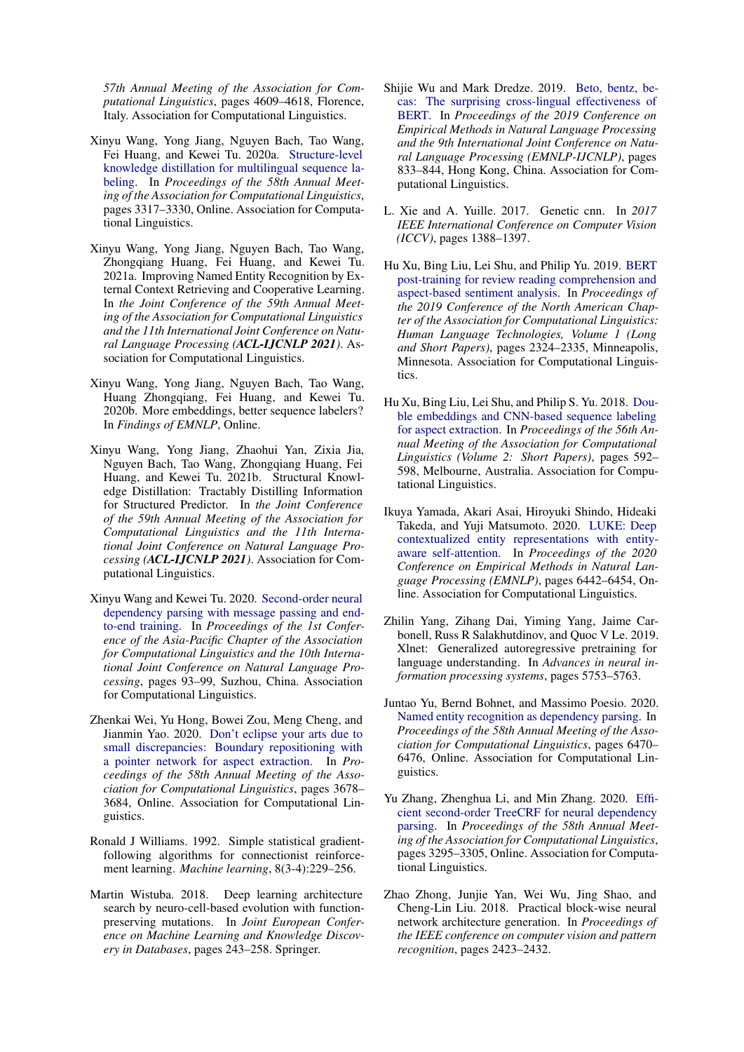57th Annual Meeting of the Association for Computational Linguistics, pages 4609–4618, Florence, Italy. Association for Computational Linguistics.

Xinyu Wang, Yong Jiang, Nguyen Bach, Tao Wang, Fei Huang, and Kewei Tu. 2020a. Structure-level knowledge distillation for multilingual sequence labeling. In *Proceedings of the 58th Annual Meeting of the Association for Computational Linguistics*, pages 3317–3330, Online. Association for Computational Linguistics.

Xinyu Wang, Yong Jiang, Nguyen Bach, Tao Wang, Zhongqiang Huang, Fei Huang, and Kewei Tu. 2021a. Improving Named Entity Recognition by External Context Retrieving and Cooperative Learning. In *the Joint Conference of the 59th Annual Meeting of the Association for Computational Linguistics and the 11th International Joint Conference on Natural Language Processing (**ACL-IJCNLP 2021**)*. Association for Computational Linguistics.

Xinyu Wang, Yong Jiang, Nguyen Bach, Tao Wang, Huang Zhongqiang, Fei Huang, and Kewei Tu. 2020b. More embeddings, better sequence labelers? In *Findings of EMNLP*, Online.

Xinyu Wang, Yong Jiang, Zhaohui Yan, Zixia Jia, Nguyen Bach, Tao Wang, Zhongqiang Huang, Fei Huang, and Kewei Tu. 2021b. Structural Knowledge Distillation: Tractably Distilling Information for Structured Predictor. In *the Joint Conference of the 59th Annual Meeting of the Association for Computational Linguistics and the 11th International Joint Conference on Natural Language Processing (**ACL-IJCNLP 2021**)*. Association for Computational Linguistics.

Xinyu Wang and Kewei Tu. 2020. Second-order neural dependency parsing with message passing and end-to-end training. In *Proceedings of the 1st Conference of the Asia-Pacific Chapter of the Association for Computational Linguistics and the 10th International Joint Conference on Natural Language Processing*, pages 93–99, Suzhou, China. Association for Computational Linguistics.

Zhenkai Wei, Yu Hong, Bowei Zou, Meng Cheng, and Jianmin Yao. 2020. Don't eclipse your arts due to small discrepancies: Boundary repositioning with a pointer network for aspect extraction. In *Proceedings of the 58th Annual Meeting of the Association for Computational Linguistics*, pages 3678–3684, Online. Association for Computational Linguistics.

Ronald J Williams. 1992. Simple statistical gradient-following algorithms for connectionist reinforcement learning. *Machine learning*, 8(3-4):229–256.

Martin Wistuba. 2018. Deep learning architecture search by neuro-cell-based evolution with function-preserving mutations. In *Joint European Conference on Machine Learning and Knowledge Discovery in Databases*, pages 243–258. Springer.

Shijie Wu and Mark Dredze. 2019. Beto, bentz, becas: The surprising cross-lingual effectiveness of BERT. In *Proceedings of the 2019 Conference on Empirical Methods in Natural Language Processing and the 9th International Joint Conference on Natural Language Processing (EMNLP-IJCNLP)*, pages 833–844, Hong Kong, China. Association for Computational Linguistics.

L. Xie and A. Yuille. 2017. Genetic cnn. In *2017 IEEE International Conference on Computer Vision (ICCV)*, pages 1388–1397.

Hu Xu, Bing Liu, Lei Shu, and Philip Yu. 2019. BERT post-training for review reading comprehension and aspect-based sentiment analysis. In *Proceedings of the 2019 Conference of the North American Chapter of the Association for Computational Linguistics: Human Language Technologies, Volume 1 (Long and Short Papers)*, pages 2324–2335, Minneapolis, Minnesota. Association for Computational Linguistics.

Hu Xu, Bing Liu, Lei Shu, and Philip S. Yu. 2018. Double embeddings and CNN-based sequence labeling for aspect extraction. In *Proceedings of the 56th Annual Meeting of the Association for Computational Linguistics (Volume 2: Short Papers)*, pages 592–598, Melbourne, Australia. Association for Computational Linguistics.

Ikuya Yamada, Akari Asai, Hiroyuki Shindo, Hideaki Takeda, and Yuji Matsumoto. 2020. LUKE: Deep contextualized entity representations with entity-aware self-attention. In *Proceedings of the 2020 Conference on Empirical Methods in Natural Language Processing (EMNLP)*, pages 6442–6454, Online. Association for Computational Linguistics.

Zhilin Yang, Zihang Dai, Yiming Yang, Jaime Carbonell, Russ R Salakhutdinov, and Quoc V Le. 2019. Xlnet: Generalized autoregressive pretraining for language understanding. In *Advances in neural information processing systems*, pages 5753–5763.

Juntao Yu, Bernd Bohnet, and Massimo Poesio. 2020. Named entity recognition as dependency parsing. In *Proceedings of the 58th Annual Meeting of the Association for Computational Linguistics*, pages 6470–6476, Online. Association for Computational Linguistics.

Yu Zhang, Zhenghua Li, and Min Zhang. 2020. Efficient second-order TreeCRF for neural dependency parsing. In *Proceedings of the 58th Annual Meeting of the Association for Computational Linguistics*, pages 3295–3305, Online. Association for Computational Linguistics.

Zhao Zhong, Junjie Yan, Wei Wu, Jing Shao, and Cheng-Lin Liu. 2018. Practical block-wise neural network architecture generation. In *Proceedings of the IEEE conference on computer vision and pattern recognition*, pages 2423–2432.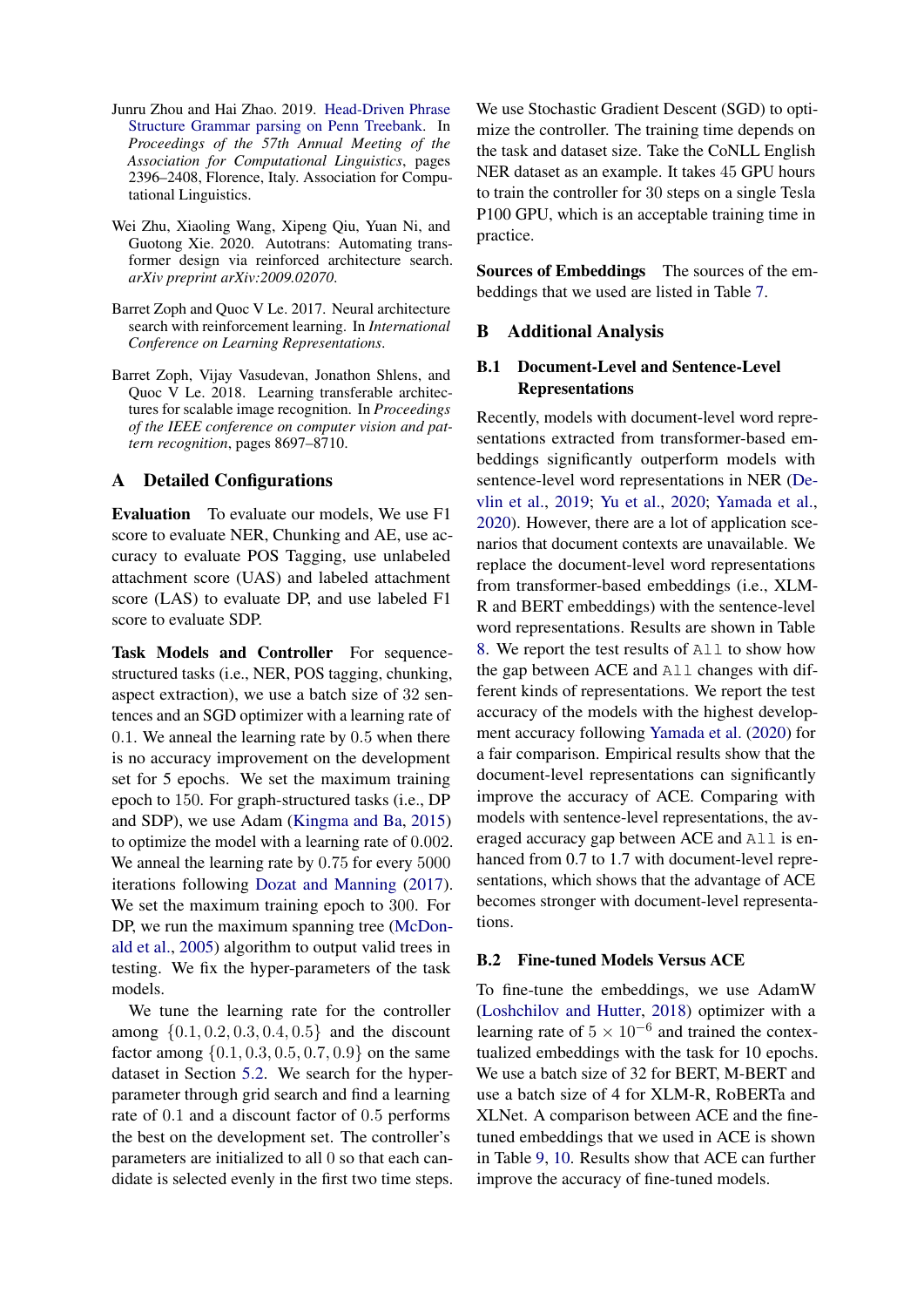Junru Zhou and Hai Zhao. 2019. Head-Driven Phrase Structure Grammar parsing on Penn Treebank. In *Proceedings of the 57th Annual Meeting of the Association for Computational Linguistics*, pages 2396–2408, Florence, Italy. Association for Computational Linguistics.

Wei Zhu, Xiaoling Wang, Xipeng Qiu, Yuan Ni, and Guotong Xie. 2020. Autotrans: Automating transformer design via reinforced architecture search. *arXiv preprint arXiv:2009.02070*.

Barret Zoph and Quoc V Le. 2017. Neural architecture search with reinforcement learning. In *International Conference on Learning Representations*.

Barret Zoph, Vijay Vasudevan, Jonathon Shlens, and Quoc V Le. 2018. Learning transferable architectures for scalable image recognition. In *Proceedings of the IEEE conference on computer vision and pattern recognition*, pages 8697–8710.

## A Detailed Configurations

**Evaluation** To evaluate our models, We use F1 score to evaluate NER, Chunking and AE, use accuracy to evaluate POS Tagging, use unlabeled attachment score (UAS) and labeled attachment score (LAS) to evaluate DP, and use labeled F1 score to evaluate SDP.

**Task Models and Controller** For sequence-structured tasks (i.e., NER, POS tagging, chunking, aspect extraction), we use a batch size of 32 sentences and an SGD optimizer with a learning rate of $0.1$. We anneal the learning rate by $0.5$ when there is no accuracy improvement on the development set for $5$ epochs. We set the maximum training epoch to $150$. For graph-structured tasks (i.e., DP and SDP), we use Adam (Kingma and Ba, 2015) to optimize the model with a learning rate of $0.002$. We anneal the learning rate by $0.75$ for every $5000$ iterations following Dozat and Manning (2017). We set the maximum training epoch to $300$. For DP, we run the maximum spanning tree (McDonald et al., 2005) algorithm to output valid trees in testing. We fix the hyper-parameters of the task models.

We tune the learning rate for the controller among $\{0.1, 0.2, 0.3, 0.4, 0.5\}$ and the discount factor among $\{0.1, 0.3, 0.5, 0.7, 0.9\}$ on the same dataset in Section 5.2. We search for the hyper-parameter through grid search and find a learning rate of $0.1$ and a discount factor of $0.5$ performs the best on the development set. The controller's parameters are initialized to all $0$ so that each candidate is selected evenly in the first two time steps. We use Stochastic Gradient Descent (SGD) to optimize the controller. The training time depends on the task and dataset size. Take the CoNLL English NER dataset as an example. It takes $45$ GPU hours to train the controller for $30$ steps on a single Tesla P100 GPU, which is an acceptable training time in practice.

**Sources of Embeddings** The sources of the embeddings that we used are listed in Table 7.

## B Additional Analysis

### B.1 Document-Level and Sentence-Level Representations

Recently, models with document-level word representations extracted from transformer-based embeddings significantly outperform models with sentence-level word representations in NER (Devlin et al., 2019; Yu et al., 2020; Yamada et al., 2020). However, there are a lot of application scenarios that document contexts are unavailable. We replace the document-level word representations from transformer-based embeddings (i.e., XLM-R and BERT embeddings) with the sentence-level word representations. Results are shown in Table 8. We report the test results of `All` to show how the gap between ACE and `All` changes with different kinds of representations. We report the test accuracy of the models with the highest development accuracy following Yamada et al. (2020) for a fair comparison. Empirical results show that the document-level representations can significantly improve the accuracy of ACE. Comparing with models with sentence-level representations, the averaged accuracy gap between ACE and `All` is enhanced from 0.7 to 1.7 with document-level representations, which shows that the advantage of ACE becomes stronger with document-level representations.

### B.2 Fine-tuned Models Versus ACE

To fine-tune the embeddings, we use AdamW (Loshchilov and Hutter, 2018) optimizer with a learning rate of $5 \times 10^{-6}$ and trained the contextualized embeddings with the task for 10 epochs. We use a batch size of 32 for BERT, M-BERT and use a batch size of 4 for XLM-R, RoBERTa and XLNet. A comparison between ACE and the fine-tuned embeddings that we used in ACE is shown in Table 9, 10. Results show that ACE can further improve the accuracy of fine-tuned models.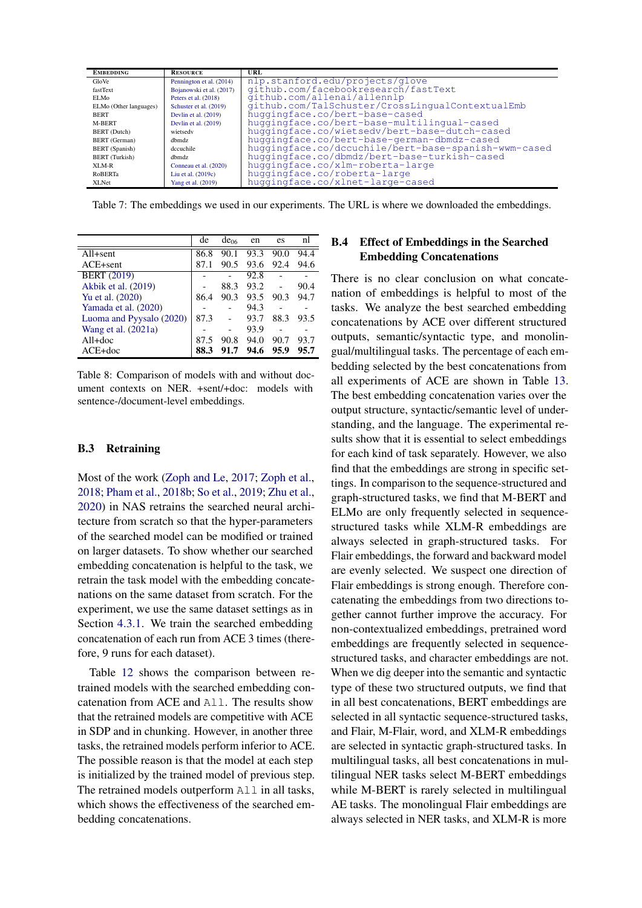| Embedding | Resource | URL |
|---|---|---|
| GloVe | Pennington et al. (2014) | nlp.stanford.edu/projects/glove |
| fastText | Bojanowski et al. (2017) | github.com/facebookresearch/fastText |
| ELMo | Peters et al. (2018) | github.com/allenai/allennlp |
| ELMo (Other languages) | Schuster et al. (2019) | github.com/TalSchuster/CrossLingualContextualEmb |
| BERT | Devlin et al. (2019) | huggingface.co/bert-base-cased |
| M-BERT | Devlin et al. (2019) | huggingface.co/bert-base-multilingual-cased |
| BERT (Dutch) | wietsedv | huggingface.co/wietsedv/bert-base-dutch-cased |
| BERT (German) | dbmdz | huggingface.co/bert-base-german-dbmdz-cased |
| BERT (Spanish) | dccuchile | huggingface.co/dccuchile/bert-base-spanish-wwm-cased |
| BERT (Turkish) | dbmdz | huggingface.co/dbmdz/bert-base-turkish-cased |
| XLM-R | Conneau et al. (2020) | huggingface.co/xlm-roberta-large |
| RoBERTa | Liu et al. (2019c) | huggingface.co/roberta-large |
| XLNet | Yang et al. (2019) | huggingface.co/xlnet-large-cased |

Table 7: The embeddings we used in our experiments. The URL is where we downloaded the embeddings.

| | de | $de_{06}$ | en | es | nl |
|---|---|---|---|---|---|
| All+sent | 86.8 | 90.1 | 93.3 | 90.0 | 94.4 |
| ACE+sent | 87.1 | 90.5 | 93.6 | 92.4 | 94.6 |
| BERT (2019) | - | - | 92.8 | - | - |
| Akbik et al. (2019) | - | 88.3 | 93.2 | - | 90.4 |
| Yu et al. (2020) | 86.4 | 90.3 | 93.5 | 90.3 | 94.7 |
| Yamada et al. (2020) | - | - | 94.3 | - | - |
| Luoma and Pyysalo (2020) | 87.3 | - | 93.7 | 88.3 | 93.5 |
| Wang et al. (2021a) | - | - | 93.9 | - | - |
| All+doc | 87.5 | 90.8 | 94.0 | 90.7 | 93.7 |
| ACE+doc | **88.3** | **91.7** | **94.6** | **95.9** | **95.7** |

Table 8: Comparison of models with and without document contexts on NER. +sent/+doc: models with sentence-/document-level embeddings.

### B.3 Retraining

Most of the work (Zoph and Le, 2017; Zoph et al., 2018; Pham et al., 2018b; So et al., 2019; Zhu et al., 2020) in NAS retrains the searched neural architecture from scratch so that the hyper-parameters of the searched model can be modified or trained on larger datasets. To show whether our searched embedding concatenation is helpful to the task, we retrain the task model with the embedding concatenations on the same dataset from scratch. For the experiment, we use the same dataset settings as in Section 4.3.1. We train the searched embedding concatenation of each run from ACE 3 times (therefore, 9 runs for each dataset).

Table 12 shows the comparison between retrained models with the searched embedding concatenation from ACE and All. The results show that the retrained models are competitive with ACE in SDP and in chunking. However, in another three tasks, the retrained models perform inferior to ACE. The possible reason is that the model at each step is initialized by the trained model of previous step. The retrained models outperform All in all tasks, which shows the effectiveness of the searched embedding concatenations.

### B.4 Effect of Embeddings in the Searched Embedding Concatenations

There is no clear conclusion on what concatenation of embeddings is helpful to most of the tasks. We analyze the best searched embedding concatenations by ACE over different structured outputs, semantic/syntactic type, and monolingual/multilingual tasks. The percentage of each embedding selected by the best concatenations from all experiments of ACE are shown in Table 13. The best embedding concatenation varies over the output structure, syntactic/semantic level of understanding, and the language. The experimental results show that it is essential to select embeddings for each kind of task separately. However, we also find that the embeddings are strong in specific settings. In comparison to the sequence-structured and graph-structured tasks, we find that M-BERT and ELMo are only frequently selected in sequence-structured tasks while XLM-R embeddings are always selected in graph-structured tasks. For Flair embeddings, the forward and backward model are evenly selected. We suspect one direction of Flair embeddings is strong enough. Therefore concatenating the embeddings from two directions together cannot further improve the accuracy. For non-contextualized embeddings, pretrained word embeddings are frequently selected in sequence-structured tasks, and character embeddings are not. When we dig deeper into the semantic and syntactic type of these two structured outputs, we find that in all best concatenations, BERT embeddings are selected in all syntactic sequence-structured tasks, and Flair, M-Flair, word, and XLM-R embeddings are selected in syntactic graph-structured tasks. In multilingual tasks, all best concatenations in multilingual NER tasks select M-BERT embeddings while M-BERT is rarely selected in multilingual AE tasks. The monolingual Flair embeddings are always selected in NER tasks, and XLM-R is more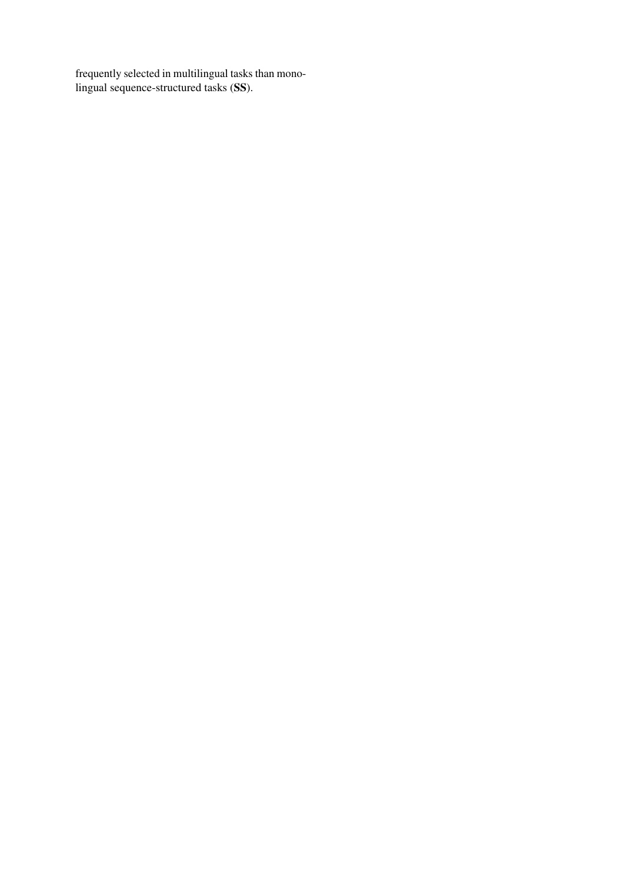frequently selected in multilingual tasks than monolingual sequence-structured tasks (**SS**).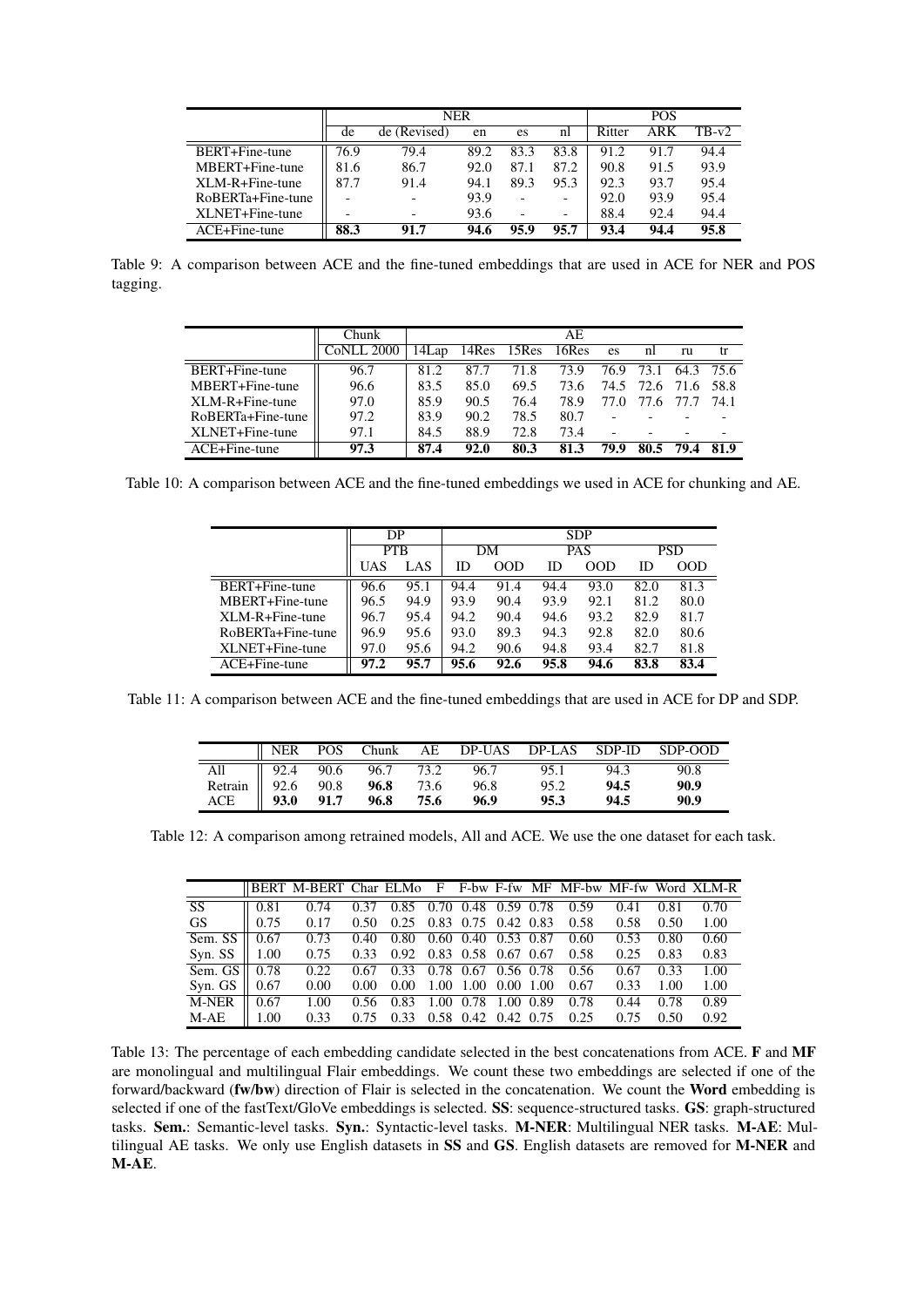| | NER | | | | | POS | | |
|---|---|---|---|---|---|---|---|---|
| | de | de (Revised) | en | es | nl | Ritter | ARK | TB-v2 |
| BERT+Fine-tune | 76.9 | 79.4 | 89.2 | 83.3 | 83.8 | 91.2 | 91.7 | 94.4 |
| MBERT+Fine-tune | 81.6 | 86.7 | 92.0 | 87.1 | 87.2 | 90.8 | 91.5 | 93.9 |
| XLM-R+Fine-tune | 87.7 | 91.4 | 94.1 | 89.3 | 95.3 | 92.3 | 93.7 | 95.4 |
| RoBERTa+Fine-tune | - | - | 93.9 | - | - | 92.0 | 93.9 | 95.4 |
| XLNET+Fine-tune | - | - | 93.6 | - | - | 88.4 | 92.4 | 94.4 |
| ACE+Fine-tune | **88.3** | **91.7** | **94.6** | **95.9** | **95.7** | **93.4** | **94.4** | **95.8** |

Table 9: A comparison between ACE and the fine-tuned embeddings that are used in ACE for NER and POS tagging.

| | Chunk | AE | | | | | | | |
|---|---|---|---|---|---|---|---|---|---|
| | CoNLL 2000 | 14Lap | 14Res | 15Res | 16Res | es | nl | ru | tr |
| BERT+Fine-tune | 96.7 | 81.2 | 87.7 | 71.8 | 73.9 | 76.9 | 73.1 | 64.3 | 75.6 |
| MBERT+Fine-tune | 96.6 | 83.5 | 85.0 | 69.5 | 73.6 | 74.5 | 72.6 | 71.6 | 58.8 |
| XLM-R+Fine-tune | 97.0 | 85.9 | 90.5 | 76.4 | 78.9 | 77.0 | 77.6 | 77.7 | 74.1 |
| RoBERTa+Fine-tune | 97.2 | 83.9 | 90.2 | 78.5 | 80.7 | - | - | - | - |
| XLNET+Fine-tune | 97.1 | 84.5 | 88.9 | 72.8 | 73.4 | - | - | - | - |
| ACE+Fine-tune | **97.3** | **87.4** | **92.0** | **80.3** | **81.3** | **79.9** | **80.5** | **79.4** | **81.9** |

Table 10: A comparison between ACE and the fine-tuned embeddings we used in ACE for chunking and AE.

| | DP | | SDP | | | | | |
|---|---|---|---|---|---|---|---|---|
| | PTB | | DM | | PAS | | PSD | |
| | UAS | LAS | ID | OOD | ID | OOD | ID | OOD |
| BERT+Fine-tune | 96.6 | 95.1 | 94.4 | 91.4 | 94.4 | 93.0 | 82.0 | 81.3 |
| MBERT+Fine-tune | 96.5 | 94.9 | 93.9 | 90.4 | 93.9 | 92.1 | 81.2 | 80.0 |
| XLM-R+Fine-tune | 96.7 | 95.4 | 94.2 | 90.4 | 94.6 | 93.2 | 82.9 | 81.7 |
| RoBERTa+Fine-tune | 96.9 | 95.6 | 93.0 | 89.3 | 94.3 | 92.8 | 82.0 | 80.6 |
| XLNET+Fine-tune | 97.0 | 95.6 | 94.2 | 90.6 | 94.8 | 93.4 | 82.7 | 81.8 |
| ACE+Fine-tune | **97.2** | **95.7** | **95.6** | **92.6** | **95.8** | **94.6** | **83.8** | **83.4** |

Table 11: A comparison between ACE and the fine-tuned embeddings that are used in ACE for DP and SDP.

| | NER | POS | Chunk | AE | DP-UAS | DP-LAS | SDP-ID | SDP-OOD |
|---|---|---|---|---|---|---|---|---|
| All | 92.4 | 90.6 | 96.7 | 73.2 | 96.7 | 95.1 | 94.3 | 90.8 |
| Retrain | 92.6 | 90.8 | **96.8** | 73.6 | 96.8 | 95.2 | **94.5** | **90.9** |
| ACE | **93.0** | **91.7** | **96.8** | **75.6** | **96.9** | **95.3** | **94.5** | **90.9** |

Table 12: A comparison among retrained models, All and ACE. We use the one dataset for each task.

| | BERT | M-BERT | Char | ELMo | F | F-bw | F-fw | MF | MF-bw | MF-fw | Word | XLM-R |
|---|---|---|---|---|---|---|---|---|---|---|---|---|
| SS | 0.81 | 0.74 | 0.37 | 0.85 | 0.70 | 0.48 | 0.59 | 0.78 | 0.59 | 0.41 | 0.81 | 0.70 |
| GS | 0.75 | 0.17 | 0.50 | 0.25 | 0.83 | 0.75 | 0.42 | 0.83 | 0.58 | 0.58 | 0.50 | 1.00 |
| Sem. SS | 0.67 | 0.73 | 0.40 | 0.80 | 0.60 | 0.40 | 0.53 | 0.87 | 0.60 | 0.53 | 0.80 | 0.60 |
| Syn. SS | 1.00 | 0.75 | 0.33 | 0.92 | 0.83 | 0.58 | 0.67 | 0.67 | 0.58 | 0.25 | 0.83 | 0.83 |
| Sem. GS | 0.78 | 0.22 | 0.67 | 0.33 | 0.78 | 0.67 | 0.56 | 0.78 | 0.56 | 0.67 | 0.33 | 1.00 |
| Syn. GS | 0.67 | 0.00 | 0.00 | 0.00 | 1.00 | 1.00 | 0.00 | 1.00 | 0.67 | 0.33 | 1.00 | 1.00 |
| M-NER | 0.67 | 1.00 | 0.56 | 0.83 | 1.00 | 0.78 | 1.00 | 0.89 | 0.78 | 0.44 | 0.78 | 0.89 |
| M-AE | 1.00 | 0.33 | 0.75 | 0.33 | 0.58 | 0.42 | 0.42 | 0.75 | 0.25 | 0.75 | 0.50 | 0.92 |

Table 13: The percentage of each embedding candidate selected in the best concatenations from ACE. **F** and **MF** are monolingual and multilingual Flair embeddings. We count these two embeddings are selected if one of the forward/backward (**fw/bw**) direction of Flair is selected in the concatenation. We count the **Word** embedding is selected if one of the fastText/GloVe embeddings is selected. **SS**: sequence-structured tasks. **GS**: graph-structured tasks. **Sem.**: Semantic-level tasks. **Syn.**: Syntactic-level tasks. **M-NER**: Multilingual NER tasks. **M-AE**: Multilingual AE tasks. We only use English datasets in **SS** and **GS**. English datasets are removed for **M-NER** and **M-AE**.